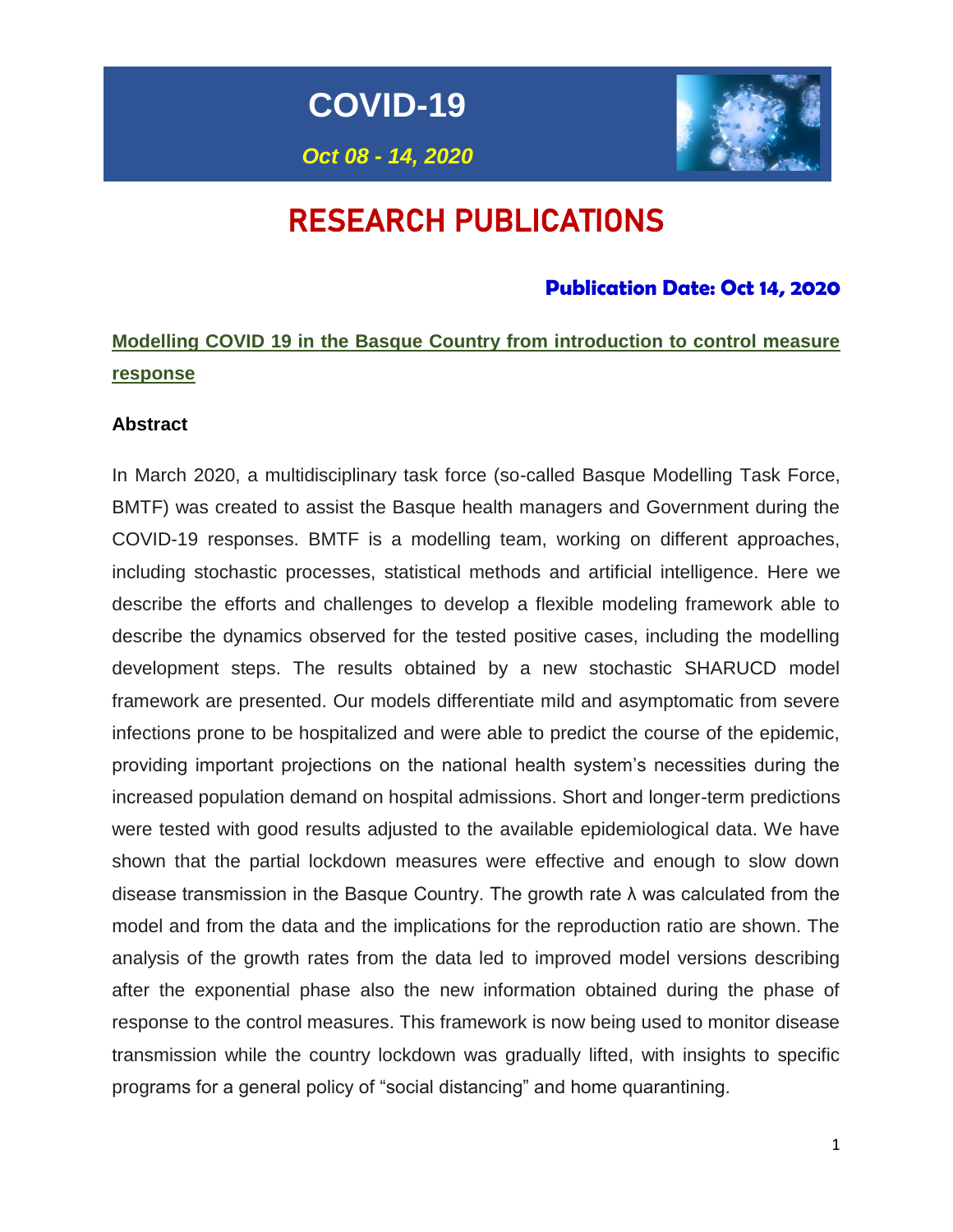# COVID-19

*Oct 08 - 14, 2020*

# RESEARCH PUBLICATIONS

**Publication Date: Oct 14, 2020**

## Modelling COVID 19 in the Basque Country from introduction to control measure response

### Abstract

In March 2020, a multidisciplinary task force (so-called Basque Modelling Task Force, BMTF) was created to assist the Basque health managers and Government during the COVID-19 responses. BMTF is a modelling team, working on different approaches, including stochastic processes, statistical methods and artificial intelligence. Here we describe the efforts and challenges to develop a flexible modeling framework able to describe the dynamics observed for the tested positive cases, including the modelling development steps. The results obtained by a new stochastic SHARUCD model framework are presented. Our models differentiate mild and asymptomatic from severe infections prone to be hospitalized and were able to predict the course of the epidemic, providing important projections on the national health system's necessities during the increased population demand on hospital admissions. Short and longer-term predictions were tested with good results adjusted to the available epidemiological data. We have shown that the partial lockdown measures were effective and enough to slow down disease transmission in the Basque Country. The growth rate $\lambda$ was calculated from the model and from the data and the implications for the reproduction ratio are shown. The analysis of the growth rates from the data led to improved model versions describing after the exponential phase also the new information obtained during the phase of response to the control measures. This framework is now being used to monitor disease transmission while the country lockdown was gradually lifted, with insights to specific programs for a general policy of "social distancing" and home quarantining.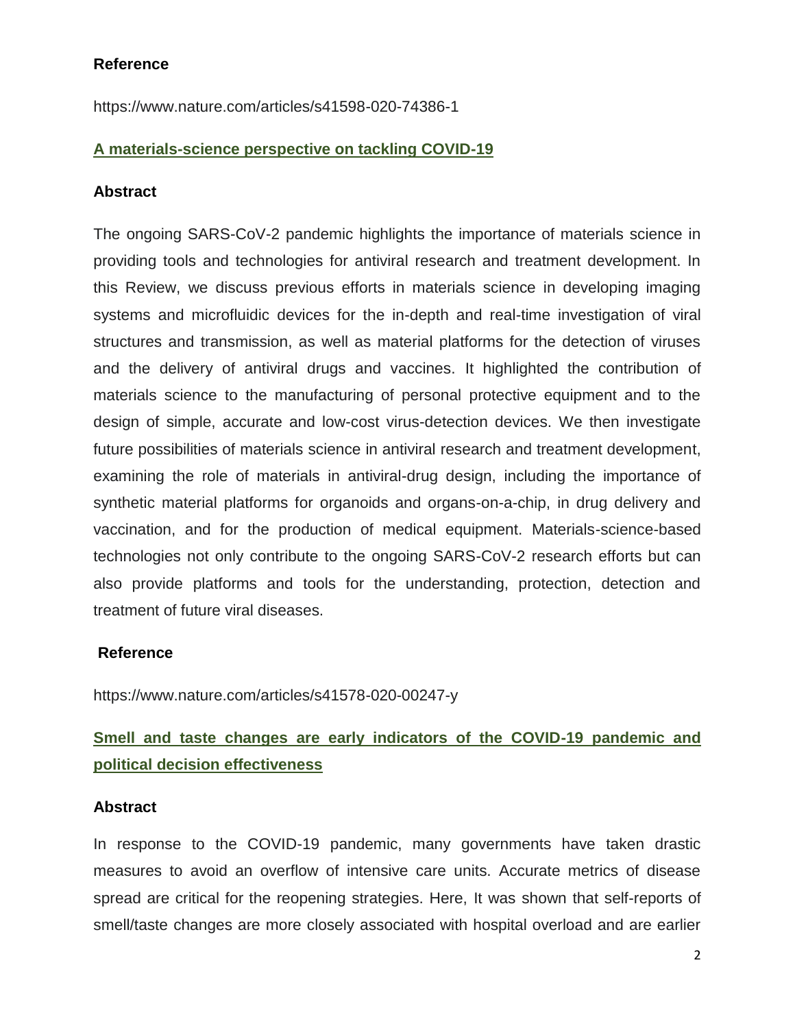**Reference**

https://www.nature.com/articles/s41598-020-74386-1

## A materials-science perspective on tackling COVID-19

**Abstract**

The ongoing SARS-CoV-2 pandemic highlights the importance of materials science in providing tools and technologies for antiviral research and treatment development. In this Review, we discuss previous efforts in materials science in developing imaging systems and microfluidic devices for the in-depth and real-time investigation of viral structures and transmission, as well as material platforms for the detection of viruses and the delivery of antiviral drugs and vaccines. It highlighted the contribution of materials science to the manufacturing of personal protective equipment and to the design of simple, accurate and low-cost virus-detection devices. We then investigate future possibilities of materials science in antiviral research and treatment development, examining the role of materials in antiviral-drug design, including the importance of synthetic material platforms for organoids and organs-on-a-chip, in drug delivery and vaccination, and for the production of medical equipment. Materials-science-based technologies not only contribute to the ongoing SARS-CoV-2 research efforts but can also provide platforms and tools for the understanding, protection, detection and treatment of future viral diseases.

**Reference**

https://www.nature.com/articles/s41578-020-00247-y

## Smell and taste changes are early indicators of the COVID-19 pandemic and political decision effectiveness

**Abstract**

In response to the COVID-19 pandemic, many governments have taken drastic measures to avoid an overflow of intensive care units. Accurate metrics of disease spread are critical for the reopening strategies. Here, It was shown that self-reports of smell/taste changes are more closely associated with hospital overload and are earlier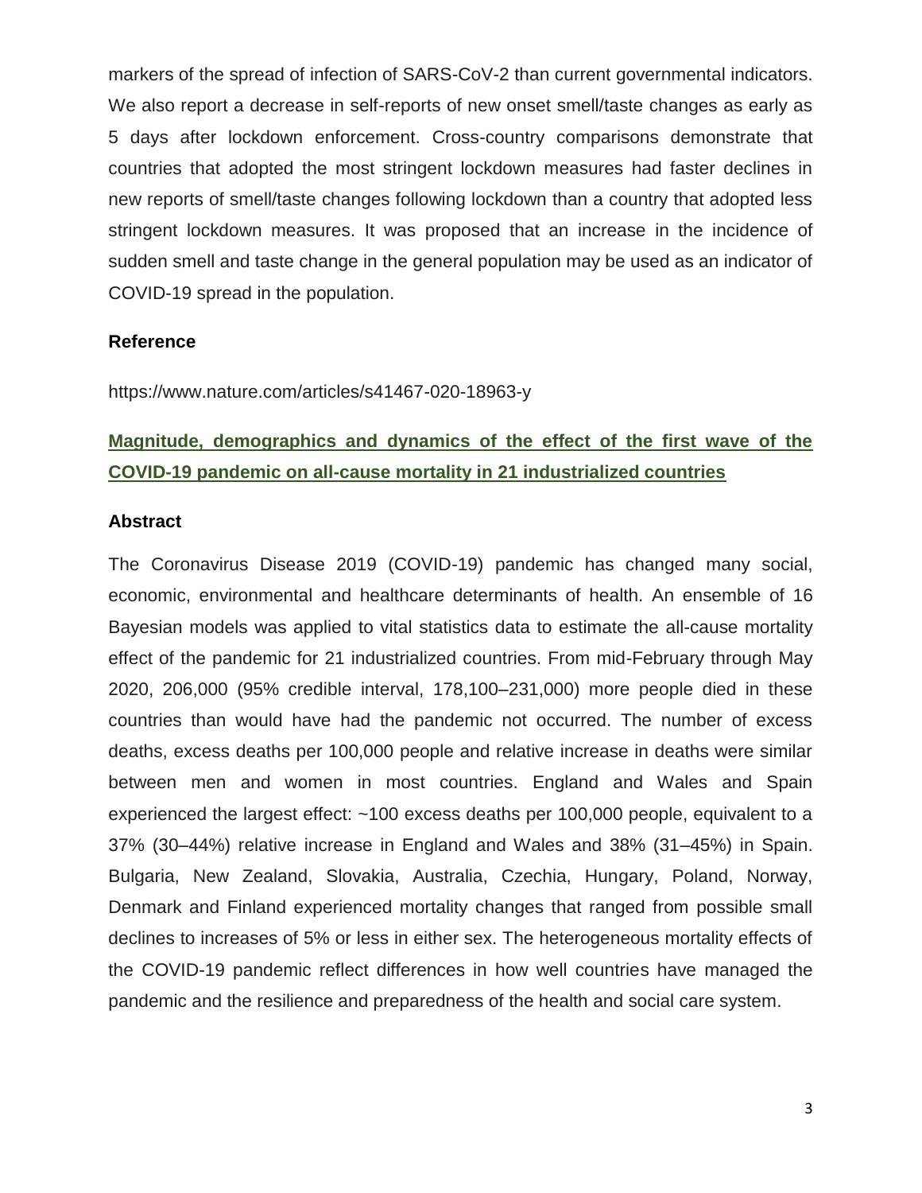markers of the spread of infection of SARS-CoV-2 than current governmental indicators. We also report a decrease in self-reports of new onset smell/taste changes as early as 5 days after lockdown enforcement. Cross-country comparisons demonstrate that countries that adopted the most stringent lockdown measures had faster declines in new reports of smell/taste changes following lockdown than a country that adopted less stringent lockdown measures. It was proposed that an increase in the incidence of sudden smell and taste change in the general population may be used as an indicator of COVID-19 spread in the population.

**Reference**

https://www.nature.com/articles/s41467-020-18963-y

## Magnitude, demographics and dynamics of the effect of the first wave of the COVID-19 pandemic on all-cause mortality in 21 industrialized countries

**Abstract**

The Coronavirus Disease 2019 (COVID-19) pandemic has changed many social, economic, environmental and healthcare determinants of health. An ensemble of 16 Bayesian models was applied to vital statistics data to estimate the all-cause mortality effect of the pandemic for 21 industrialized countries. From mid-February through May 2020, 206,000 (95% credible interval, 178,100–231,000) more people died in these countries than would have had the pandemic not occurred. The number of excess deaths, excess deaths per 100,000 people and relative increase in deaths were similar between men and women in most countries. England and Wales and Spain experienced the largest effect: ~100 excess deaths per 100,000 people, equivalent to a 37% (30–44%) relative increase in England and Wales and 38% (31–45%) in Spain. Bulgaria, New Zealand, Slovakia, Australia, Czechia, Hungary, Poland, Norway, Denmark and Finland experienced mortality changes that ranged from possible small declines to increases of 5% or less in either sex. The heterogeneous mortality effects of the COVID-19 pandemic reflect differences in how well countries have managed the pandemic and the resilience and preparedness of the health and social care system.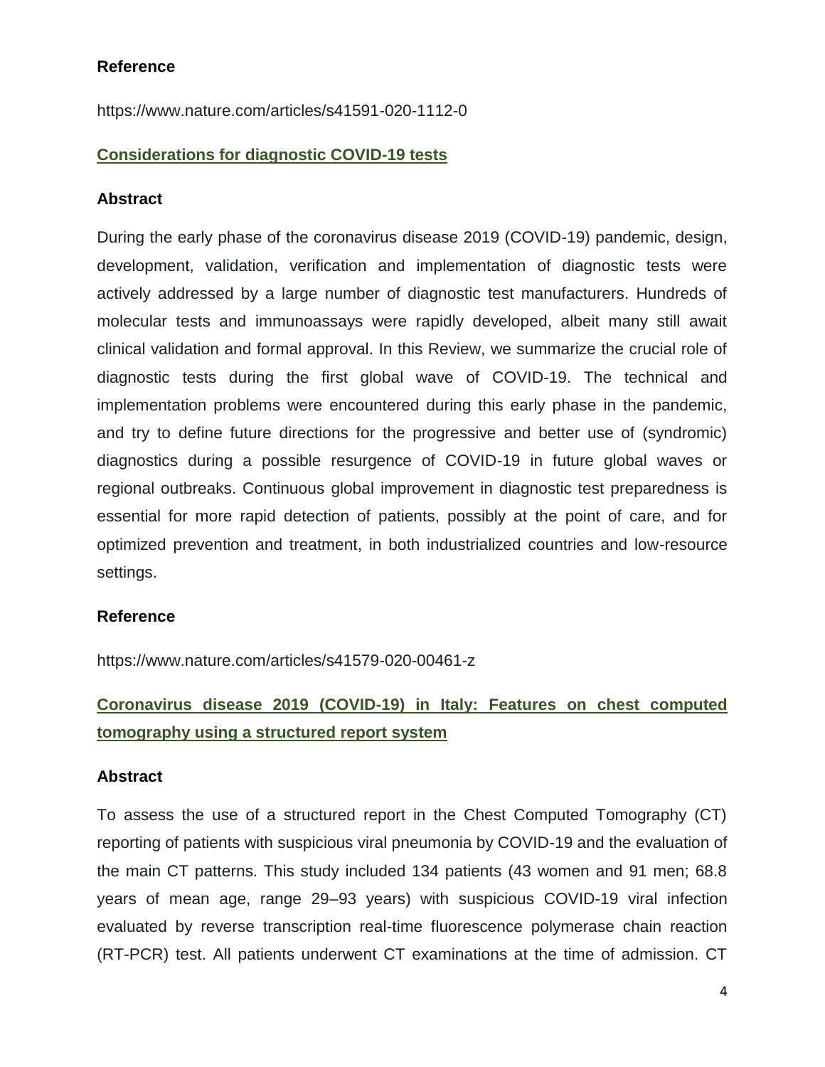## Reference

https://www.nature.com/articles/s41591-020-1112-0

## Considerations for diagnostic COVID-19 tests

### Abstract

During the early phase of the coronavirus disease 2019 (COVID-19) pandemic, design, development, validation, verification and implementation of diagnostic tests were actively addressed by a large number of diagnostic test manufacturers. Hundreds of molecular tests and immunoassays were rapidly developed, albeit many still await clinical validation and formal approval. In this Review, we summarize the crucial role of diagnostic tests during the first global wave of COVID-19. The technical and implementation problems were encountered during this early phase in the pandemic, and try to define future directions for the progressive and better use of (syndromic) diagnostics during a possible resurgence of COVID-19 in future global waves or regional outbreaks. Continuous global improvement in diagnostic test preparedness is essential for more rapid detection of patients, possibly at the point of care, and for optimized prevention and treatment, in both industrialized countries and low-resource settings.

### Reference

https://www.nature.com/articles/s41579-020-00461-z

## Coronavirus disease 2019 (COVID-19) in Italy: Features on chest computed tomography using a structured report system

### Abstract

To assess the use of a structured report in the Chest Computed Tomography (CT) reporting of patients with suspicious viral pneumonia by COVID-19 and the evaluation of the main CT patterns. This study included 134 patients (43 women and 91 men; 68.8 years of mean age, range 29–93 years) with suspicious COVID-19 viral infection evaluated by reverse transcription real-time fluorescence polymerase chain reaction (RT-PCR) test. All patients underwent CT examinations at the time of admission. CT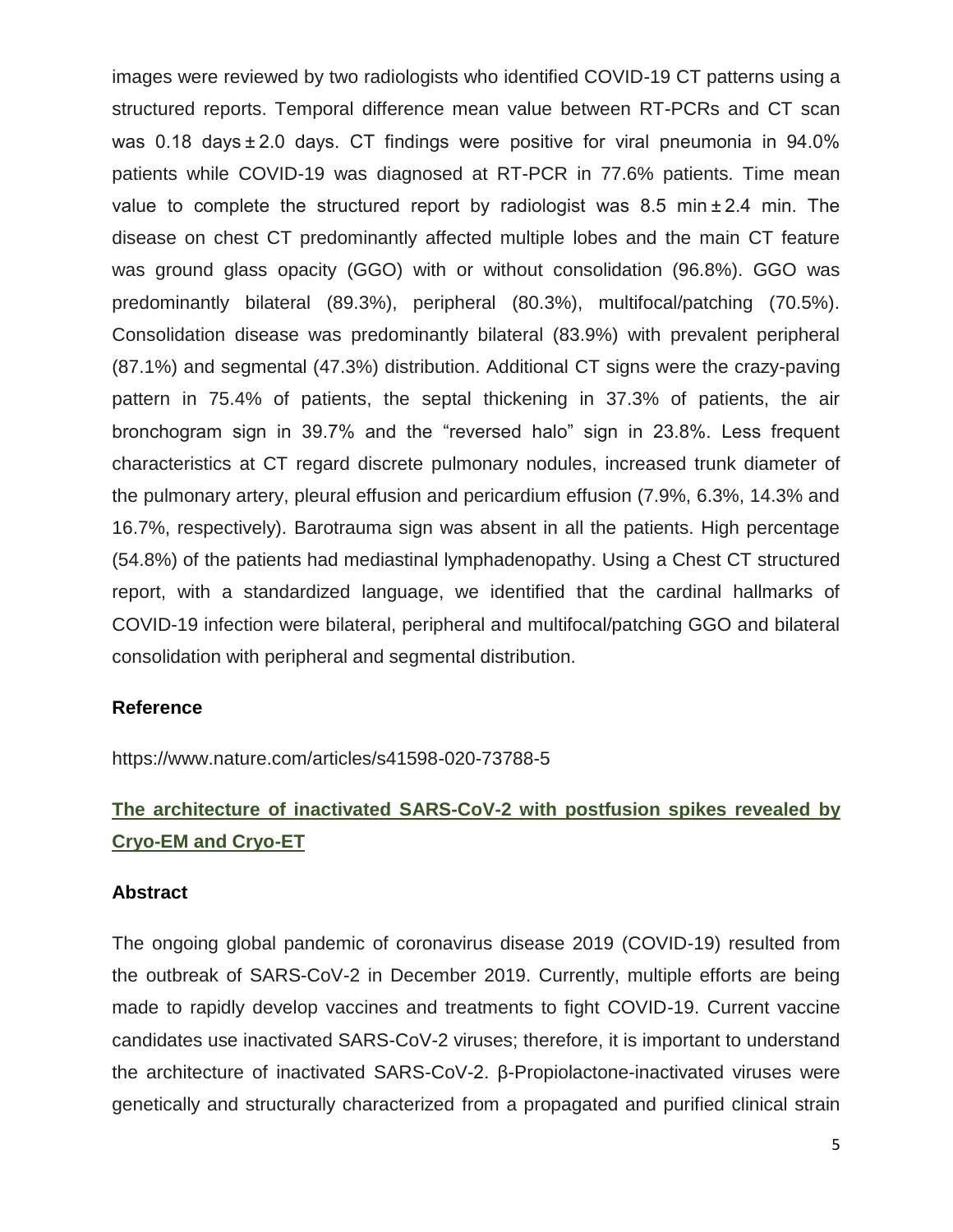images were reviewed by two radiologists who identified COVID-19 CT patterns using a structured reports. Temporal difference mean value between RT-PCRs and CT scan was 0.18 days ± 2.0 days. CT findings were positive for viral pneumonia in 94.0% patients while COVID-19 was diagnosed at RT-PCR in 77.6% patients. Time mean value to complete the structured report by radiologist was 8.5 min ± 2.4 min. The disease on chest CT predominantly affected multiple lobes and the main CT feature was ground glass opacity (GGO) with or without consolidation (96.8%). GGO was predominantly bilateral (89.3%), peripheral (80.3%), multifocal/patching (70.5%). Consolidation disease was predominantly bilateral (83.9%) with prevalent peripheral (87.1%) and segmental (47.3%) distribution. Additional CT signs were the crazy-paving pattern in 75.4% of patients, the septal thickening in 37.3% of patients, the air bronchogram sign in 39.7% and the "reversed halo" sign in 23.8%. Less frequent characteristics at CT regard discrete pulmonary nodules, increased trunk diameter of the pulmonary artery, pleural effusion and pericardium effusion (7.9%, 6.3%, 14.3% and 16.7%, respectively). Barotrauma sign was absent in all the patients. High percentage (54.8%) of the patients had mediastinal lymphadenopathy. Using a Chest CT structured report, with a standardized language, we identified that the cardinal hallmarks of COVID-19 infection were bilateral, peripheral and multifocal/patching GGO and bilateral consolidation with peripheral and segmental distribution.

### Reference

https://www.nature.com/articles/s41598-020-73788-5

## The architecture of inactivated SARS-CoV-2 with postfusion spikes revealed by Cryo-EM and Cryo-ET

### Abstract

The ongoing global pandemic of coronavirus disease 2019 (COVID-19) resulted from the outbreak of SARS-CoV-2 in December 2019. Currently, multiple efforts are being made to rapidly develop vaccines and treatments to fight COVID-19. Current vaccine candidates use inactivated SARS-CoV-2 viruses; therefore, it is important to understand the architecture of inactivated SARS-CoV-2. β-Propiolactone-inactivated viruses were genetically and structurally characterized from a propagated and purified clinical strain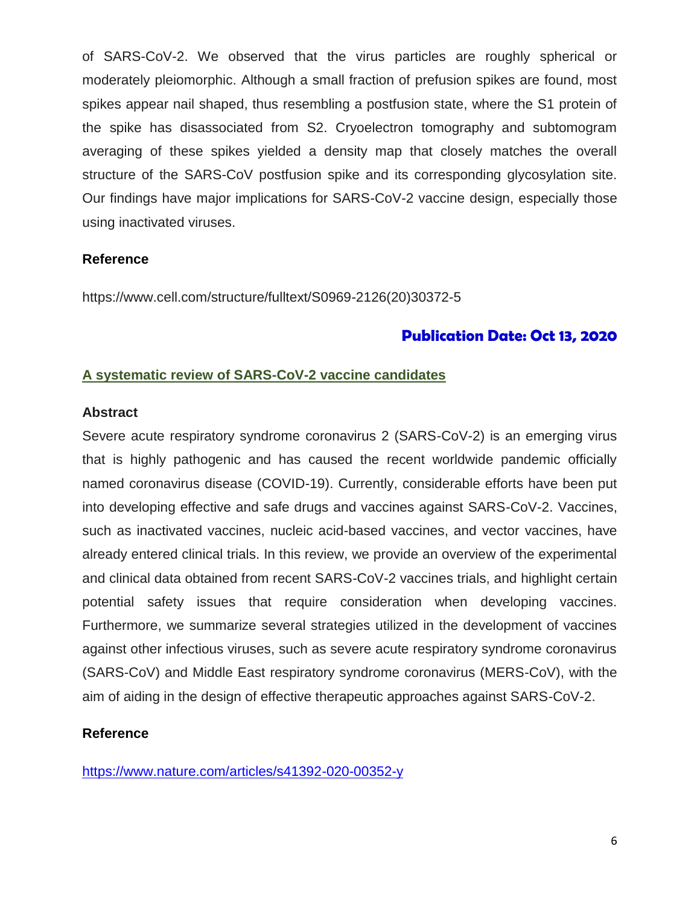of SARS-CoV-2. We observed that the virus particles are roughly spherical or moderately pleiomorphic. Although a small fraction of prefusion spikes are found, most spikes appear nail shaped, thus resembling a postfusion state, where the S1 protein of the spike has disassociated from S2. Cryoelectron tomography and subtomogram averaging of these spikes yielded a density map that closely matches the overall structure of the SARS-CoV postfusion spike and its corresponding glycosylation site. Our findings have major implications for SARS-CoV-2 vaccine design, especially those using inactivated viruses.

**Reference**

https://www.cell.com/structure/fulltext/S0969-2126(20)30372-5

**Publication Date: Oct 13, 2020**

## A systematic review of SARS-CoV-2 vaccine candidates

**Abstract**

Severe acute respiratory syndrome coronavirus 2 (SARS-CoV-2) is an emerging virus that is highly pathogenic and has caused the recent worldwide pandemic officially named coronavirus disease (COVID-19). Currently, considerable efforts have been put into developing effective and safe drugs and vaccines against SARS-CoV-2. Vaccines, such as inactivated vaccines, nucleic acid-based vaccines, and vector vaccines, have already entered clinical trials. In this review, we provide an overview of the experimental and clinical data obtained from recent SARS-CoV-2 vaccines trials, and highlight certain potential safety issues that require consideration when developing vaccines. Furthermore, we summarize several strategies utilized in the development of vaccines against other infectious viruses, such as severe acute respiratory syndrome coronavirus (SARS-CoV) and Middle East respiratory syndrome coronavirus (MERS-CoV), with the aim of aiding in the design of effective therapeutic approaches against SARS-CoV-2.

**Reference**

https://www.nature.com/articles/s41392-020-00352-y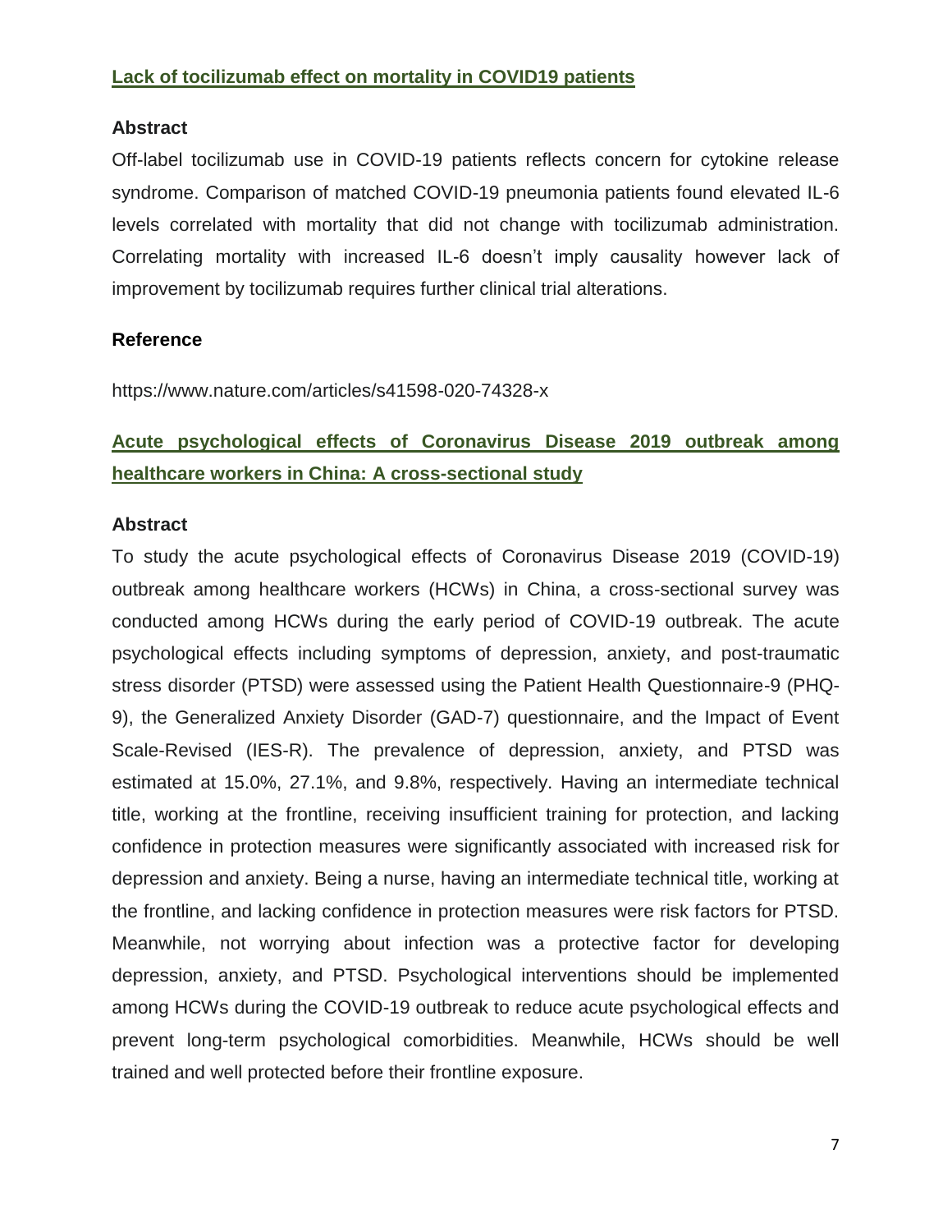## Lack of tocilizumab effect on mortality in COVID19 patients

### Abstract

Off-label tocilizumab use in COVID-19 patients reflects concern for cytokine release syndrome. Comparison of matched COVID-19 pneumonia patients found elevated IL-6 levels correlated with mortality that did not change with tocilizumab administration. Correlating mortality with increased IL-6 doesn't imply causality however lack of improvement by tocilizumab requires further clinical trial alterations.

### Reference

https://www.nature.com/articles/s41598-020-74328-x

## Acute psychological effects of Coronavirus Disease 2019 outbreak among healthcare workers in China: A cross-sectional study

### Abstract

To study the acute psychological effects of Coronavirus Disease 2019 (COVID-19) outbreak among healthcare workers (HCWs) in China, a cross-sectional survey was conducted among HCWs during the early period of COVID-19 outbreak. The acute psychological effects including symptoms of depression, anxiety, and post-traumatic stress disorder (PTSD) were assessed using the Patient Health Questionnaire-9 (PHQ-9), the Generalized Anxiety Disorder (GAD-7) questionnaire, and the Impact of Event Scale-Revised (IES-R). The prevalence of depression, anxiety, and PTSD was estimated at 15.0%, 27.1%, and 9.8%, respectively. Having an intermediate technical title, working at the frontline, receiving insufficient training for protection, and lacking confidence in protection measures were significantly associated with increased risk for depression and anxiety. Being a nurse, having an intermediate technical title, working at the frontline, and lacking confidence in protection measures were risk factors for PTSD. Meanwhile, not worrying about infection was a protective factor for developing depression, anxiety, and PTSD. Psychological interventions should be implemented among HCWs during the COVID-19 outbreak to reduce acute psychological effects and prevent long-term psychological comorbidities. Meanwhile, HCWs should be well trained and well protected before their frontline exposure.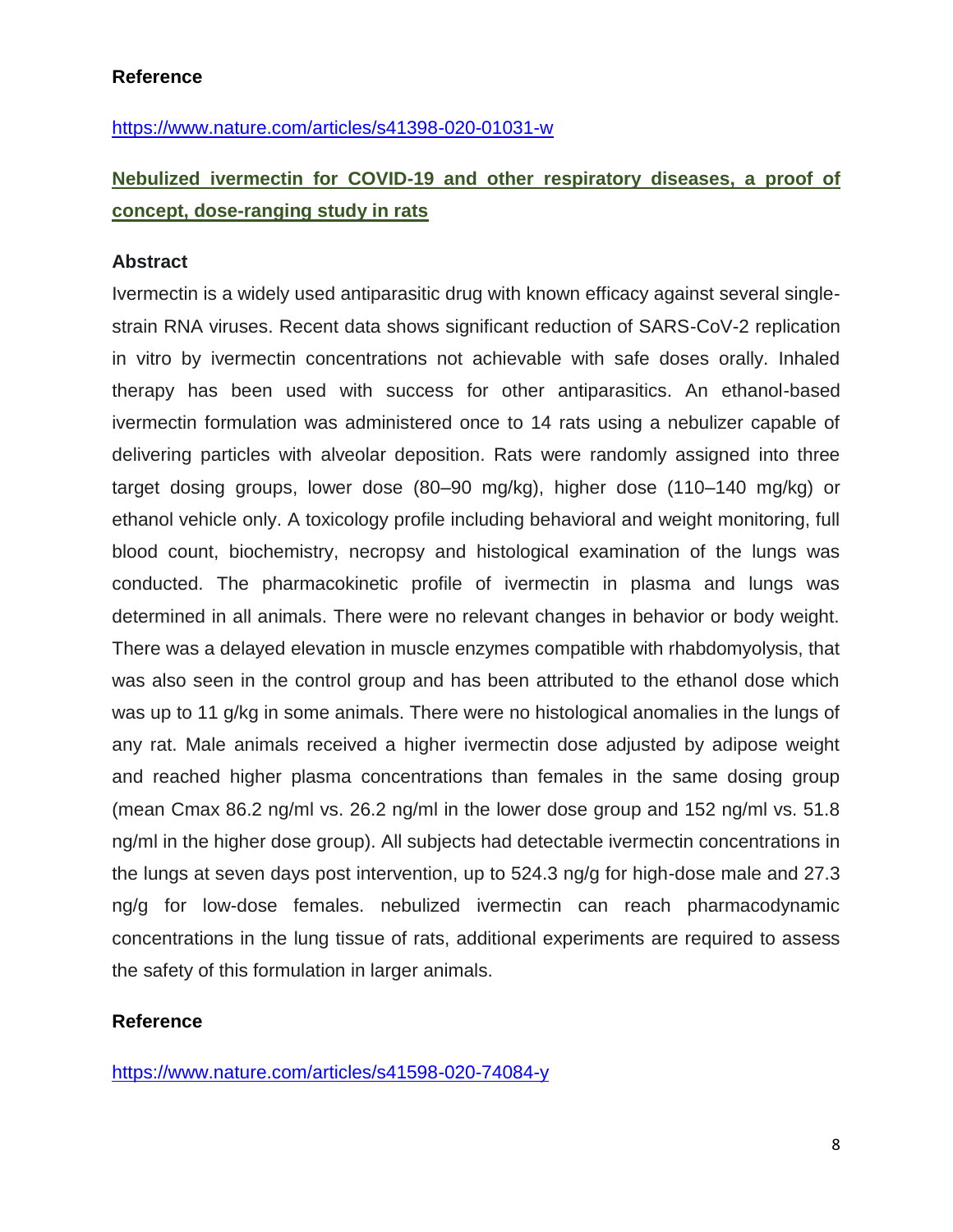**Reference**

https://www.nature.com/articles/s41398-020-01031-w

**Nebulized ivermectin for COVID-19 and other respiratory diseases, a proof of concept, dose-ranging study in rats**

**Abstract**

Ivermectin is a widely used antiparasitic drug with known efficacy against several single-strain RNA viruses. Recent data shows significant reduction of SARS-CoV-2 replication in vitro by ivermectin concentrations not achievable with safe doses orally. Inhaled therapy has been used with success for other antiparasitics. An ethanol-based ivermectin formulation was administered once to 14 rats using a nebulizer capable of delivering particles with alveolar deposition. Rats were randomly assigned into three target dosing groups, lower dose (80–90 mg/kg), higher dose (110–140 mg/kg) or ethanol vehicle only. A toxicology profile including behavioral and weight monitoring, full blood count, biochemistry, necropsy and histological examination of the lungs was conducted. The pharmacokinetic profile of ivermectin in plasma and lungs was determined in all animals. There were no relevant changes in behavior or body weight. There was a delayed elevation in muscle enzymes compatible with rhabdomyolysis, that was also seen in the control group and has been attributed to the ethanol dose which was up to 11 g/kg in some animals. There were no histological anomalies in the lungs of any rat. Male animals received a higher ivermectin dose adjusted by adipose weight and reached higher plasma concentrations than females in the same dosing group (mean Cmax 86.2 ng/ml vs. 26.2 ng/ml in the lower dose group and 152 ng/ml vs. 51.8 ng/ml in the higher dose group). All subjects had detectable ivermectin concentrations in the lungs at seven days post intervention, up to 524.3 ng/g for high-dose male and 27.3 ng/g for low-dose females. nebulized ivermectin can reach pharmacodynamic concentrations in the lung tissue of rats, additional experiments are required to assess the safety of this formulation in larger animals.

**Reference**

https://www.nature.com/articles/s41598-020-74084-y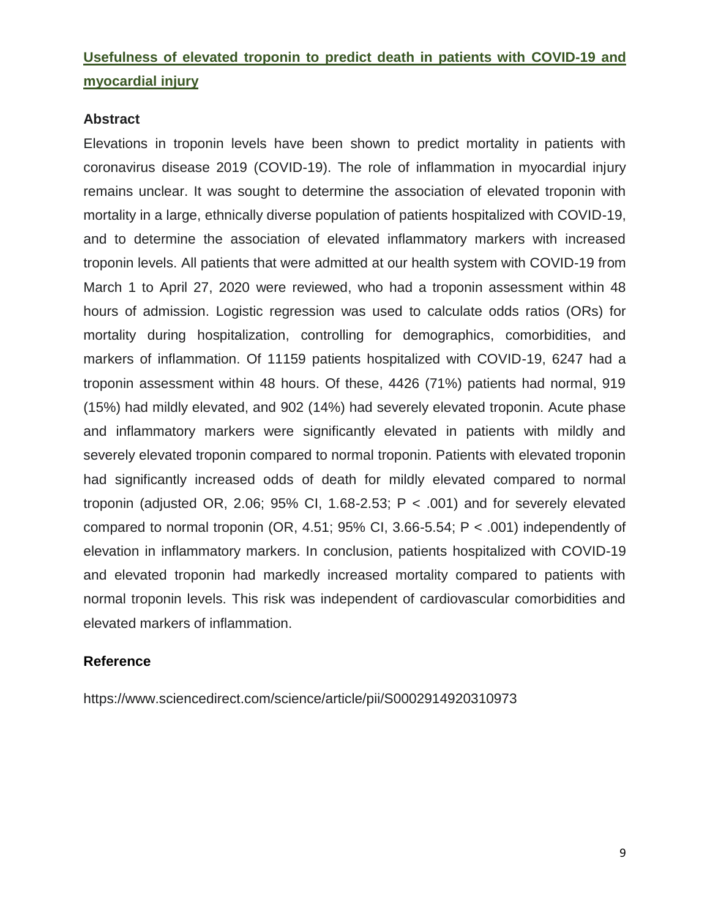## Usefulness of elevated troponin to predict death in patients with COVID-19 and myocardial injury

### Abstract

Elevations in troponin levels have been shown to predict mortality in patients with coronavirus disease 2019 (COVID-19). The role of inflammation in myocardial injury remains unclear. It was sought to determine the association of elevated troponin with mortality in a large, ethnically diverse population of patients hospitalized with COVID-19, and to determine the association of elevated inflammatory markers with increased troponin levels. All patients that were admitted at our health system with COVID-19 from March 1 to April 27, 2020 were reviewed, who had a troponin assessment within 48 hours of admission. Logistic regression was used to calculate odds ratios (ORs) for mortality during hospitalization, controlling for demographics, comorbidities, and markers of inflammation. Of 11159 patients hospitalized with COVID-19, 6247 had a troponin assessment within 48 hours. Of these, 4426 (71%) patients had normal, 919 (15%) had mildly elevated, and 902 (14%) had severely elevated troponin. Acute phase and inflammatory markers were significantly elevated in patients with mildly and severely elevated troponin compared to normal troponin. Patients with elevated troponin had significantly increased odds of death for mildly elevated compared to normal troponin (adjusted OR, 2.06; 95% CI, 1.68-2.53; $P < .001$) and for severely elevated compared to normal troponin (OR, 4.51; 95% CI, 3.66-5.54; $P < .001$) independently of elevation in inflammatory markers. In conclusion, patients hospitalized with COVID-19 and elevated troponin had markedly increased mortality compared to patients with normal troponin levels. This risk was independent of cardiovascular comorbidities and elevated markers of inflammation.

### Reference

https://www.sciencedirect.com/science/article/pii/S0002914920310973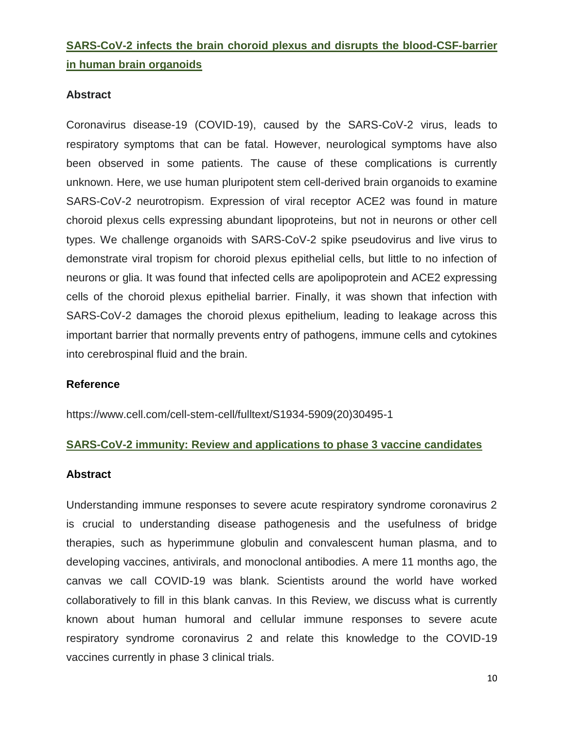## SARS-CoV-2 infects the brain choroid plexus and disrupts the blood-CSF-barrier in human brain organoids

### Abstract

Coronavirus disease-19 (COVID-19), caused by the SARS-CoV-2 virus, leads to respiratory symptoms that can be fatal. However, neurological symptoms have also been observed in some patients. The cause of these complications is currently unknown. Here, we use human pluripotent stem cell-derived brain organoids to examine SARS-CoV-2 neurotropism. Expression of viral receptor ACE2 was found in mature choroid plexus cells expressing abundant lipoproteins, but not in neurons or other cell types. We challenge organoids with SARS-CoV-2 spike pseudovirus and live virus to demonstrate viral tropism for choroid plexus epithelial cells, but little to no infection of neurons or glia. It was found that infected cells are apolipoprotein and ACE2 expressing cells of the choroid plexus epithelial barrier. Finally, it was shown that infection with SARS-CoV-2 damages the choroid plexus epithelium, leading to leakage across this important barrier that normally prevents entry of pathogens, immune cells and cytokines into cerebrospinal fluid and the brain.

### Reference

https://www.cell.com/cell-stem-cell/fulltext/S1934-5909(20)30495-1

## SARS-CoV-2 immunity: Review and applications to phase 3 vaccine candidates

### Abstract

Understanding immune responses to severe acute respiratory syndrome coronavirus 2 is crucial to understanding disease pathogenesis and the usefulness of bridge therapies, such as hyperimmune globulin and convalescent human plasma, and to developing vaccines, antivirals, and monoclonal antibodies. A mere 11 months ago, the canvas we call COVID-19 was blank. Scientists around the world have worked collaboratively to fill in this blank canvas. In this Review, we discuss what is currently known about human humoral and cellular immune responses to severe acute respiratory syndrome coronavirus 2 and relate this knowledge to the COVID-19 vaccines currently in phase 3 clinical trials.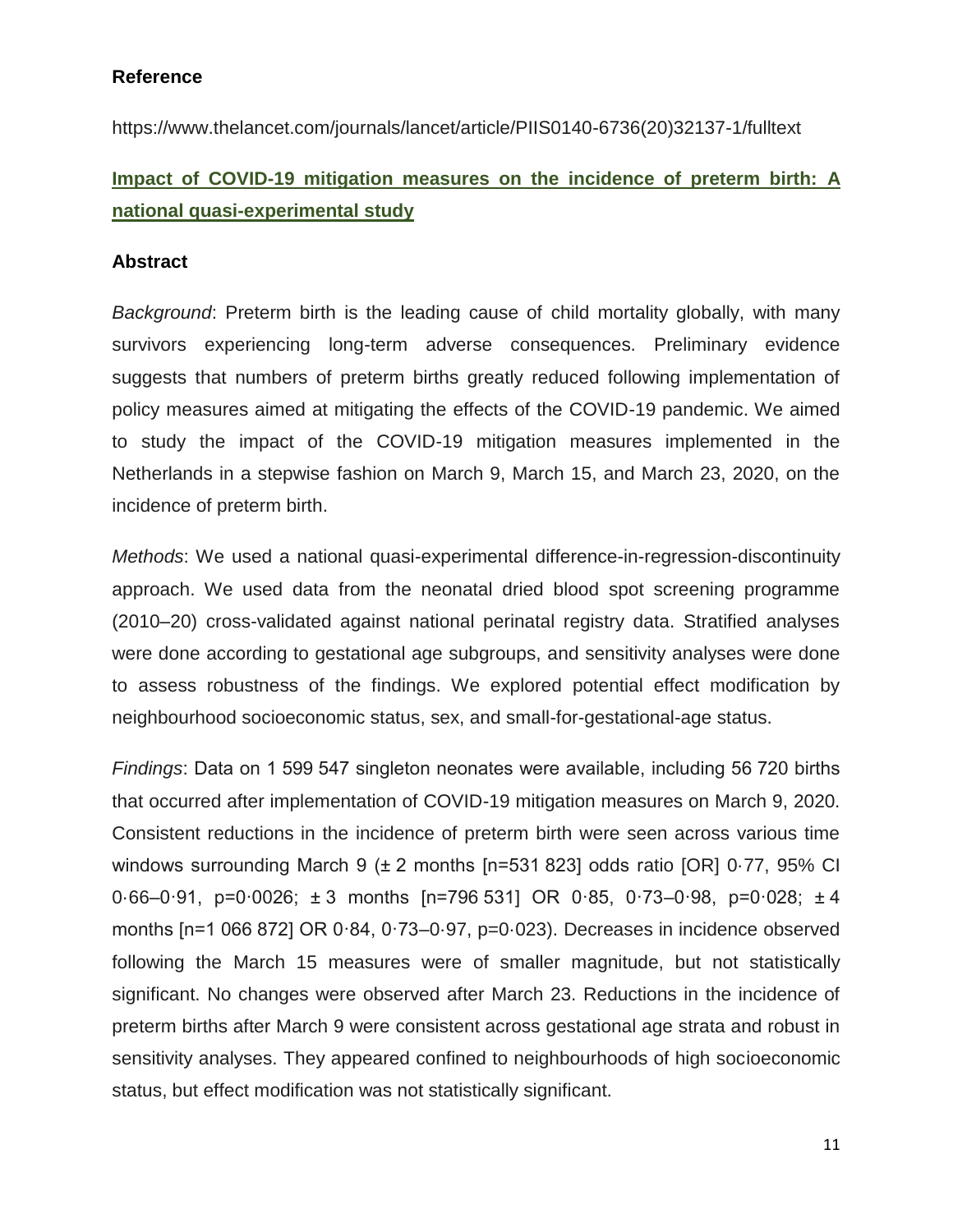**Reference**

https://www.thelancet.com/journals/lancet/article/PIIS0140-6736(20)32137-1/fulltext

## Impact of COVID-19 mitigation measures on the incidence of preterm birth: A national quasi-experimental study

**Abstract**

*Background*: Preterm birth is the leading cause of child mortality globally, with many survivors experiencing long-term adverse consequences. Preliminary evidence suggests that numbers of preterm births greatly reduced following implementation of policy measures aimed at mitigating the effects of the COVID-19 pandemic. We aimed to study the impact of the COVID-19 mitigation measures implemented in the Netherlands in a stepwise fashion on March 9, March 15, and March 23, 2020, on the incidence of preterm birth.

*Methods*: We used a national quasi-experimental difference-in-regression-discontinuity approach. We used data from the neonatal dried blood spot screening programme (2010–20) cross-validated against national perinatal registry data. Stratified analyses were done according to gestational age subgroups, and sensitivity analyses were done to assess robustness of the findings. We explored potential effect modification by neighbourhood socioeconomic status, sex, and small-for-gestational-age status.

*Findings*: Data on 1 599 547 singleton neonates were available, including 56 720 births that occurred after implementation of COVID-19 mitigation measures on March 9, 2020. Consistent reductions in the incidence of preterm birth were seen across various time windows surrounding March 9 (± 2 months [n=531 823] odds ratio [OR] 0·77, 95% CI 0·66–0·91, p=0·0026; ± 3 months [n=796 531] OR 0·85, 0·73–0·98, p=0·028; ± 4 months [n=1 066 872] OR 0·84, 0·73–0·97, p=0·023). Decreases in incidence observed following the March 15 measures were of smaller magnitude, but not statistically significant. No changes were observed after March 23. Reductions in the incidence of preterm births after March 9 were consistent across gestational age strata and robust in sensitivity analyses. They appeared confined to neighbourhoods of high socioeconomic status, but effect modification was not statistically significant.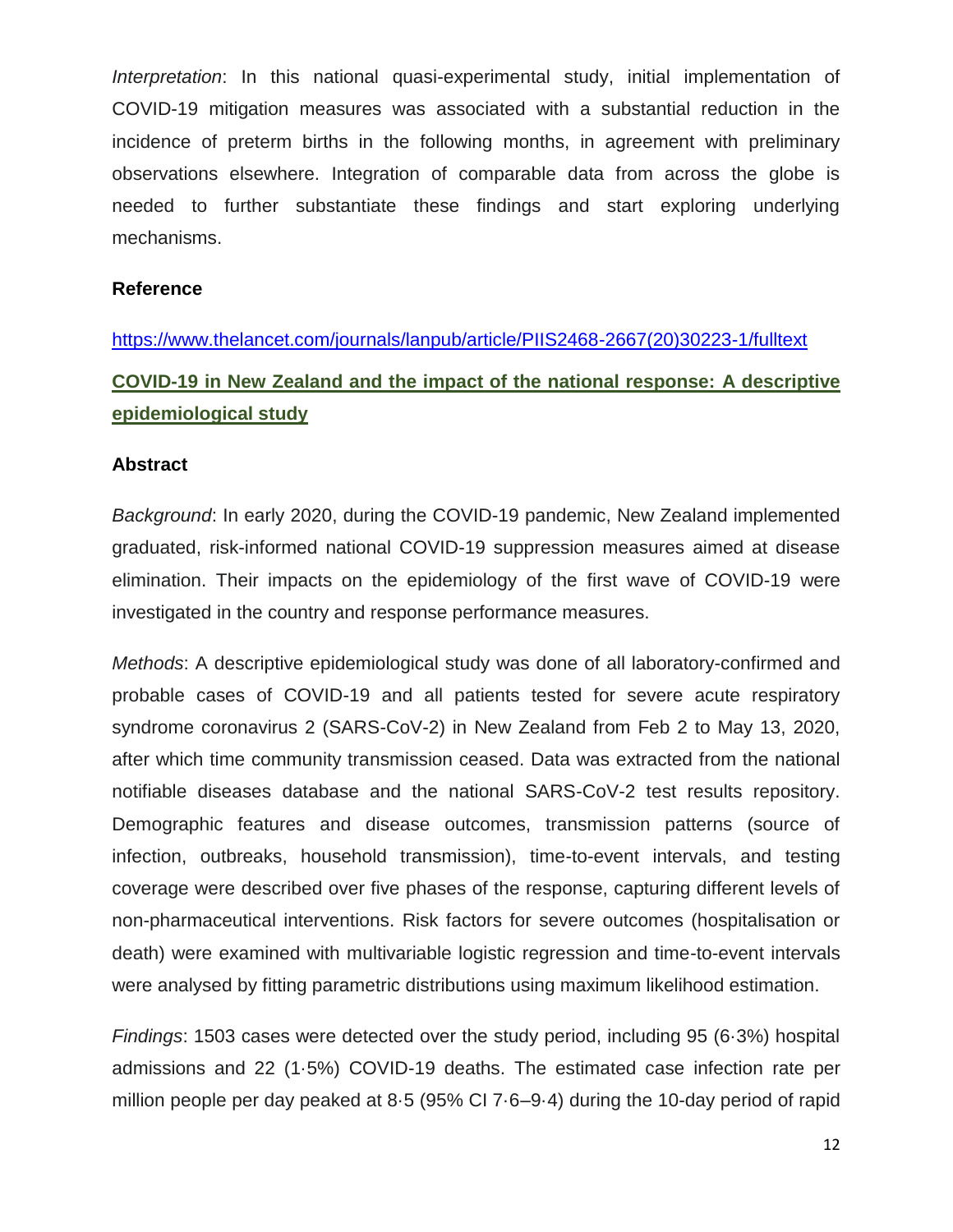*Interpretation*: In this national quasi-experimental study, initial implementation of COVID-19 mitigation measures was associated with a substantial reduction in the incidence of preterm births in the following months, in agreement with preliminary observations elsewhere. Integration of comparable data from across the globe is needed to further substantiate these findings and start exploring underlying mechanisms.

**Reference**

https://www.thelancet.com/journals/lanpub/article/PIIS2468-2667(20)30223-1/fulltext

## COVID-19 in New Zealand and the impact of the national response: A descriptive epidemiological study

**Abstract**

*Background*: In early 2020, during the COVID-19 pandemic, New Zealand implemented graduated, risk-informed national COVID-19 suppression measures aimed at disease elimination. Their impacts on the epidemiology of the first wave of COVID-19 were investigated in the country and response performance measures.

*Methods*: A descriptive epidemiological study was done of all laboratory-confirmed and probable cases of COVID-19 and all patients tested for severe acute respiratory syndrome coronavirus 2 (SARS-CoV-2) in New Zealand from Feb 2 to May 13, 2020, after which time community transmission ceased. Data was extracted from the national notifiable diseases database and the national SARS-CoV-2 test results repository. Demographic features and disease outcomes, transmission patterns (source of infection, outbreaks, household transmission), time-to-event intervals, and testing coverage were described over five phases of the response, capturing different levels of non-pharmaceutical interventions. Risk factors for severe outcomes (hospitalisation or death) were examined with multivariable logistic regression and time-to-event intervals were analysed by fitting parametric distributions using maximum likelihood estimation.

*Findings*: 1503 cases were detected over the study period, including 95 (6·3%) hospital admissions and 22 (1·5%) COVID-19 deaths. The estimated case infection rate per million people per day peaked at 8·5 (95% CI 7·6–9·4) during the 10-day period of rapid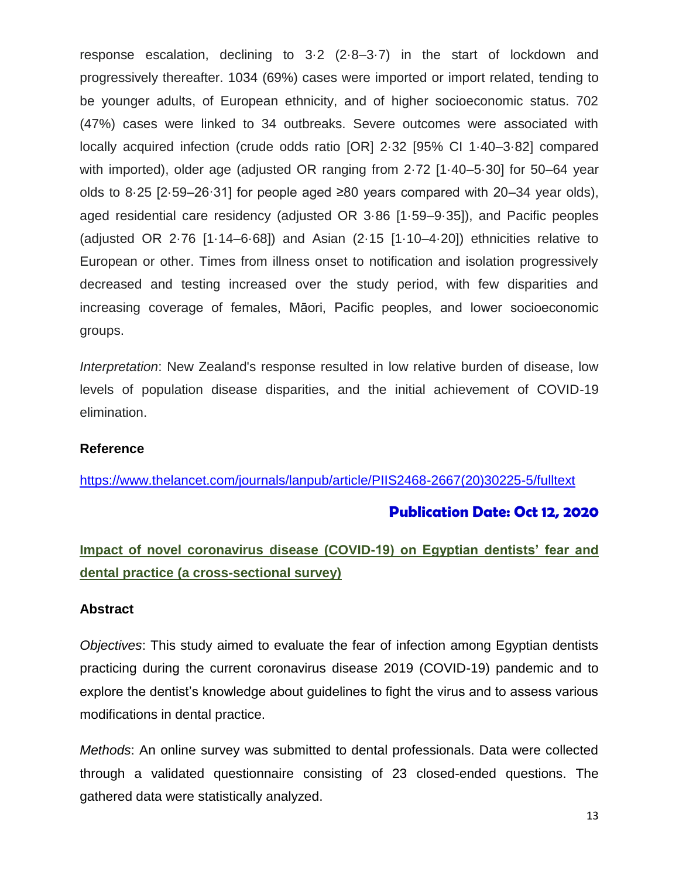response escalation, declining to 3·2 (2·8–3·7) in the start of lockdown and progressively thereafter. 1034 (69%) cases were imported or import related, tending to be younger adults, of European ethnicity, and of higher socioeconomic status. 702 (47%) cases were linked to 34 outbreaks. Severe outcomes were associated with locally acquired infection (crude odds ratio [OR] 2·32 [95% CI 1·40–3·82] compared with imported), older age (adjusted OR ranging from 2·72 [1·40–5·30] for 50–64 year olds to 8·25 [2·59–26·31] for people aged ≥80 years compared with 20–34 year olds), aged residential care residency (adjusted OR 3·86 [1·59–9·35]), and Pacific peoples (adjusted OR 2·76 [1·14–6·68]) and Asian (2·15 [1·10–4·20]) ethnicities relative to European or other. Times from illness onset to notification and isolation progressively decreased and testing increased over the study period, with few disparities and increasing coverage of females, Māori, Pacific peoples, and lower socioeconomic groups.

*Interpretation*: New Zealand's response resulted in low relative burden of disease, low levels of population disease disparities, and the initial achievement of COVID-19 elimination.

**Reference**

https://www.thelancet.com/journals/lanpub/article/PIIS2468-2667(20)30225-5/fulltext

**Publication Date: Oct 12, 2020**

## Impact of novel coronavirus disease (COVID-19) on Egyptian dentists' fear and dental practice (a cross-sectional survey)

**Abstract**

*Objectives*: This study aimed to evaluate the fear of infection among Egyptian dentists practicing during the current coronavirus disease 2019 (COVID-19) pandemic and to explore the dentist's knowledge about guidelines to fight the virus and to assess various modifications in dental practice.

*Methods*: An online survey was submitted to dental professionals. Data were collected through a validated questionnaire consisting of 23 closed-ended questions. The gathered data were statistically analyzed.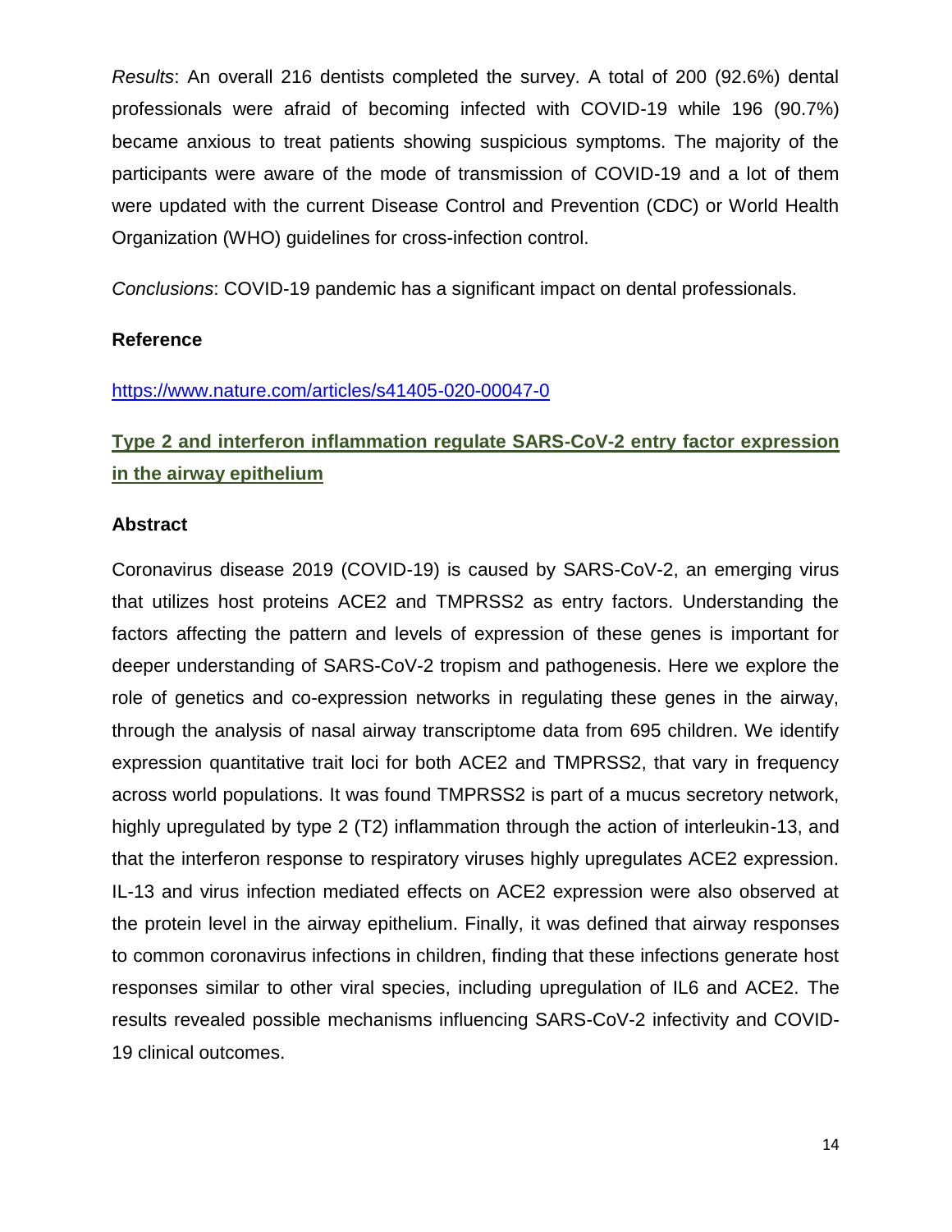*Results*: An overall 216 dentists completed the survey. A total of 200 (92.6%) dental professionals were afraid of becoming infected with COVID-19 while 196 (90.7%) became anxious to treat patients showing suspicious symptoms. The majority of the participants were aware of the mode of transmission of COVID-19 and a lot of them were updated with the current Disease Control and Prevention (CDC) or World Health Organization (WHO) guidelines for cross-infection control.

*Conclusions*: COVID-19 pandemic has a significant impact on dental professionals.

**Reference**

https://www.nature.com/articles/s41405-020-00047-0

## Type 2 and interferon inflammation regulate SARS-CoV-2 entry factor expression in the airway epithelium

**Abstract**

Coronavirus disease 2019 (COVID-19) is caused by SARS-CoV-2, an emerging virus that utilizes host proteins ACE2 and TMPRSS2 as entry factors. Understanding the factors affecting the pattern and levels of expression of these genes is important for deeper understanding of SARS-CoV-2 tropism and pathogenesis. Here we explore the role of genetics and co-expression networks in regulating these genes in the airway, through the analysis of nasal airway transcriptome data from 695 children. We identify expression quantitative trait loci for both ACE2 and TMPRSS2, that vary in frequency across world populations. It was found TMPRSS2 is part of a mucus secretory network, highly upregulated by type 2 (T2) inflammation through the action of interleukin-13, and that the interferon response to respiratory viruses highly upregulates ACE2 expression. IL-13 and virus infection mediated effects on ACE2 expression were also observed at the protein level in the airway epithelium. Finally, it was defined that airway responses to common coronavirus infections in children, finding that these infections generate host responses similar to other viral species, including upregulation of IL6 and ACE2. The results revealed possible mechanisms influencing SARS-CoV-2 infectivity and COVID-19 clinical outcomes.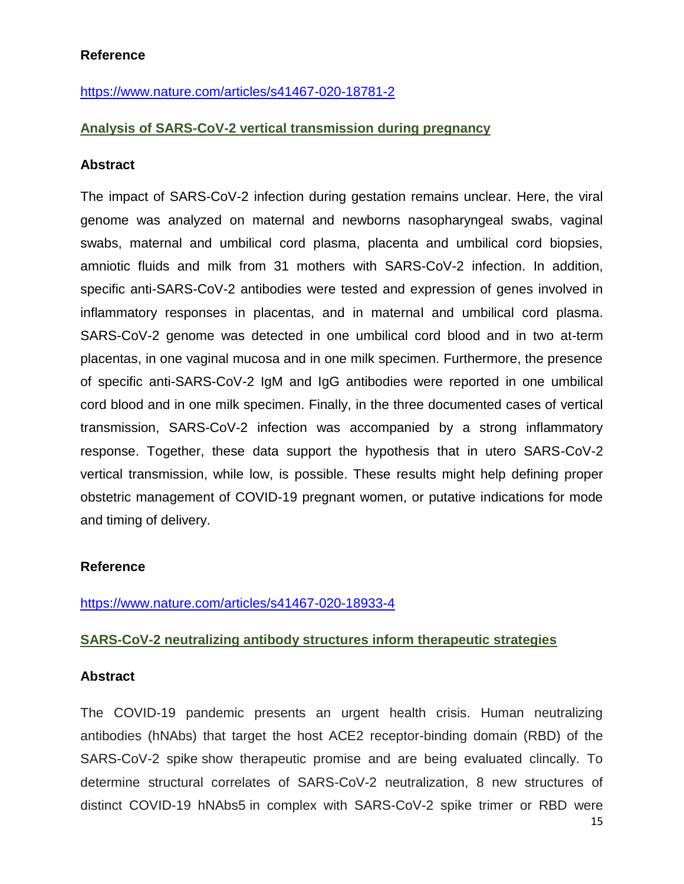**Reference**

https://www.nature.com/articles/s41467-020-18781-2

## Analysis of SARS-CoV-2 vertical transmission during pregnancy

**Abstract**

The impact of SARS-CoV-2 infection during gestation remains unclear. Here, the viral genome was analyzed on maternal and newborns nasopharyngeal swabs, vaginal swabs, maternal and umbilical cord plasma, placenta and umbilical cord biopsies, amniotic fluids and milk from 31 mothers with SARS-CoV-2 infection. In addition, specific anti-SARS-CoV-2 antibodies were tested and expression of genes involved in inflammatory responses in placentas, and in maternal and umbilical cord plasma. SARS-CoV-2 genome was detected in one umbilical cord blood and in two at-term placentas, in one vaginal mucosa and in one milk specimen. Furthermore, the presence of specific anti-SARS-CoV-2 IgM and IgG antibodies were reported in one umbilical cord blood and in one milk specimen. Finally, in the three documented cases of vertical transmission, SARS-CoV-2 infection was accompanied by a strong inflammatory response. Together, these data support the hypothesis that in utero SARS-CoV-2 vertical transmission, while low, is possible. These results might help defining proper obstetric management of COVID-19 pregnant women, or putative indications for mode and timing of delivery.

**Reference**

https://www.nature.com/articles/s41467-020-18933-4

## SARS-CoV-2 neutralizing antibody structures inform therapeutic strategies

**Abstract**

The COVID-19 pandemic presents an urgent health crisis. Human neutralizing antibodies (hNAbs) that target the host ACE2 receptor-binding domain (RBD) of the SARS-CoV-2 spike show therapeutic promise and are being evaluated clincally. To determine structural correlates of SARS-CoV-2 neutralization, 8 new structures of distinct COVID-19 hNAbs5 in complex with SARS-CoV-2 spike trimer or RBD were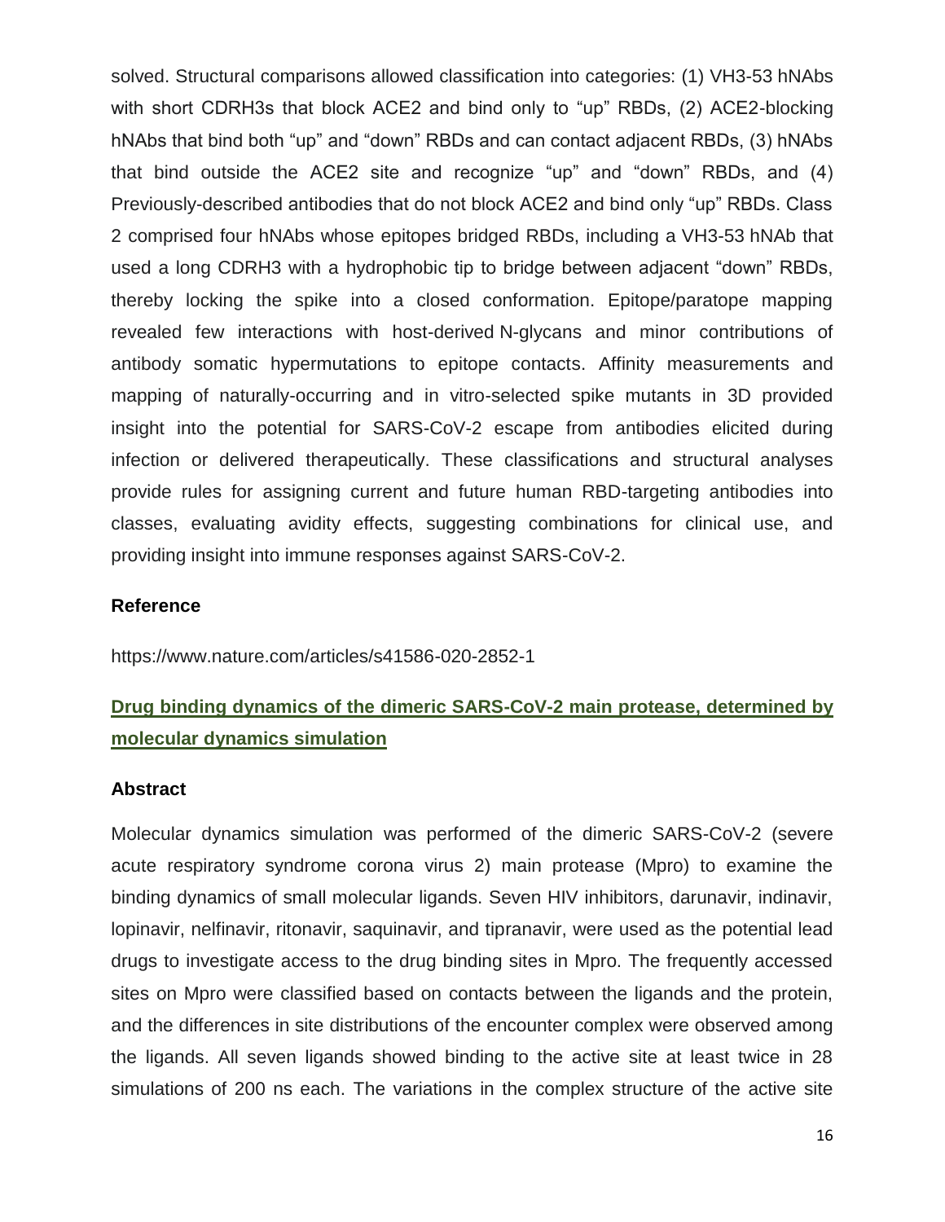solved. Structural comparisons allowed classification into categories: (1) VH3-53 hNAbs with short CDRH3s that block ACE2 and bind only to "up" RBDs, (2) ACE2-blocking hNAbs that bind both "up" and "down" RBDs and can contact adjacent RBDs, (3) hNAbs that bind outside the ACE2 site and recognize "up" and "down" RBDs, and (4) Previously-described antibodies that do not block ACE2 and bind only "up" RBDs. Class 2 comprised four hNAbs whose epitopes bridged RBDs, including a VH3-53 hNAb that used a long CDRH3 with a hydrophobic tip to bridge between adjacent "down" RBDs, thereby locking the spike into a closed conformation. Epitope/paratope mapping revealed few interactions with host-derived N-glycans and minor contributions of antibody somatic hypermutations to epitope contacts. Affinity measurements and mapping of naturally-occurring and in vitro-selected spike mutants in 3D provided insight into the potential for SARS-CoV-2 escape from antibodies elicited during infection or delivered therapeutically. These classifications and structural analyses provide rules for assigning current and future human RBD-targeting antibodies into classes, evaluating avidity effects, suggesting combinations for clinical use, and providing insight into immune responses against SARS-CoV-2.

### Reference

https://www.nature.com/articles/s41586-020-2852-1

## Drug binding dynamics of the dimeric SARS-CoV-2 main protease, determined by molecular dynamics simulation

### Abstract

Molecular dynamics simulation was performed of the dimeric SARS-CoV-2 (severe acute respiratory syndrome corona virus 2) main protease (Mpro) to examine the binding dynamics of small molecular ligands. Seven HIV inhibitors, darunavir, indinavir, lopinavir, nelfinavir, ritonavir, saquinavir, and tipranavir, were used as the potential lead drugs to investigate access to the drug binding sites in Mpro. The frequently accessed sites on Mpro were classified based on contacts between the ligands and the protein, and the differences in site distributions of the encounter complex were observed among the ligands. All seven ligands showed binding to the active site at least twice in 28 simulations of 200 ns each. The variations in the complex structure of the active site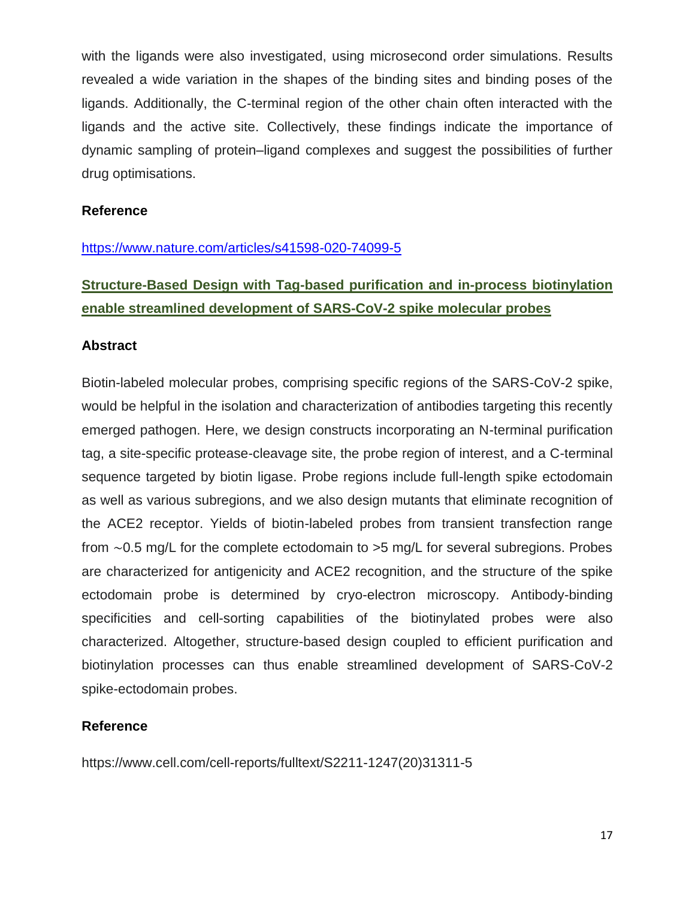with the ligands were also investigated, using microsecond order simulations. Results revealed a wide variation in the shapes of the binding sites and binding poses of the ligands. Additionally, the C-terminal region of the other chain often interacted with the ligands and the active site. Collectively, these findings indicate the importance of dynamic sampling of protein–ligand complexes and suggest the possibilities of further drug optimisations.

**Reference**

https://www.nature.com/articles/s41598-020-74099-5

## Structure-Based Design with Tag-based purification and in-process biotinylation enable streamlined development of SARS-CoV-2 spike molecular probes

**Abstract**

Biotin-labeled molecular probes, comprising specific regions of the SARS-CoV-2 spike, would be helpful in the isolation and characterization of antibodies targeting this recently emerged pathogen. Here, we design constructs incorporating an N-terminal purification tag, a site-specific protease-cleavage site, the probe region of interest, and a C-terminal sequence targeted by biotin ligase. Probe regions include full-length spike ectodomain as well as various subregions, and we also design mutants that eliminate recognition of the ACE2 receptor. Yields of biotin-labeled probes from transient transfection range from ∼0.5 mg/L for the complete ectodomain to >5 mg/L for several subregions. Probes are characterized for antigenicity and ACE2 recognition, and the structure of the spike ectodomain probe is determined by cryo-electron microscopy. Antibody-binding specificities and cell-sorting capabilities of the biotinylated probes were also characterized. Altogether, structure-based design coupled to efficient purification and biotinylation processes can thus enable streamlined development of SARS-CoV-2 spike-ectodomain probes.

**Reference**

https://www.cell.com/cell-reports/fulltext/S2211-1247(20)31311-5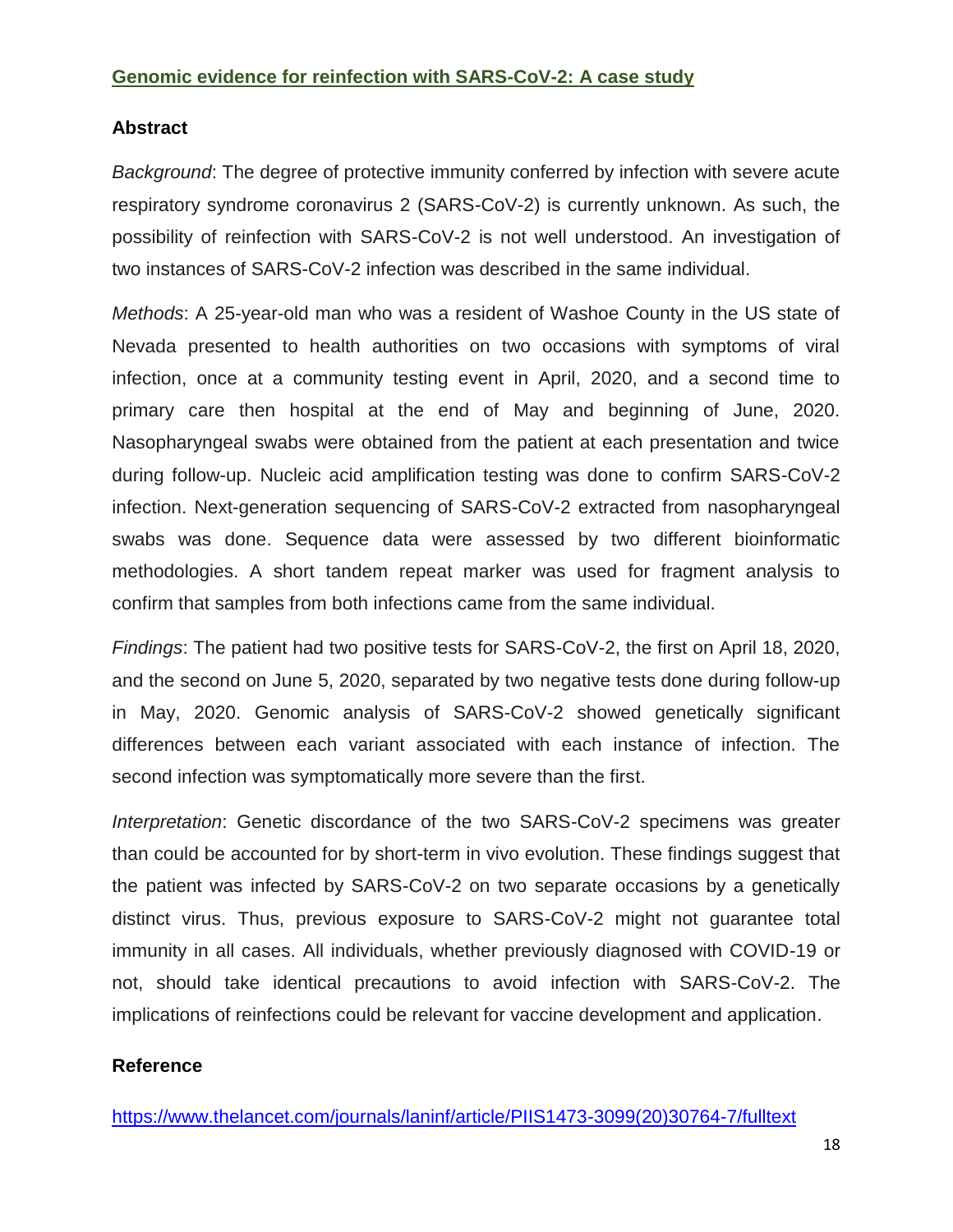## Genomic evidence for reinfection with SARS-CoV-2: A case study

### Abstract

*Background*: The degree of protective immunity conferred by infection with severe acute respiratory syndrome coronavirus 2 (SARS-CoV-2) is currently unknown. As such, the possibility of reinfection with SARS-CoV-2 is not well understood. An investigation of two instances of SARS-CoV-2 infection was described in the same individual.

*Methods*: A 25-year-old man who was a resident of Washoe County in the US state of Nevada presented to health authorities on two occasions with symptoms of viral infection, once at a community testing event in April, 2020, and a second time to primary care then hospital at the end of May and beginning of June, 2020. Nasopharyngeal swabs were obtained from the patient at each presentation and twice during follow-up. Nucleic acid amplification testing was done to confirm SARS-CoV-2 infection. Next-generation sequencing of SARS-CoV-2 extracted from nasopharyngeal swabs was done. Sequence data were assessed by two different bioinformatic methodologies. A short tandem repeat marker was used for fragment analysis to confirm that samples from both infections came from the same individual.

*Findings*: The patient had two positive tests for SARS-CoV-2, the first on April 18, 2020, and the second on June 5, 2020, separated by two negative tests done during follow-up in May, 2020. Genomic analysis of SARS-CoV-2 showed genetically significant differences between each variant associated with each instance of infection. The second infection was symptomatically more severe than the first.

*Interpretation*: Genetic discordance of the two SARS-CoV-2 specimens was greater than could be accounted for by short-term in vivo evolution. These findings suggest that the patient was infected by SARS-CoV-2 on two separate occasions by a genetically distinct virus. Thus, previous exposure to SARS-CoV-2 might not guarantee total immunity in all cases. All individuals, whether previously diagnosed with COVID-19 or not, should take identical precautions to avoid infection with SARS-CoV-2. The implications of reinfections could be relevant for vaccine development and application.

### Reference

https://www.thelancet.com/journals/laninf/article/PIIS1473-3099(20)30764-7/fulltext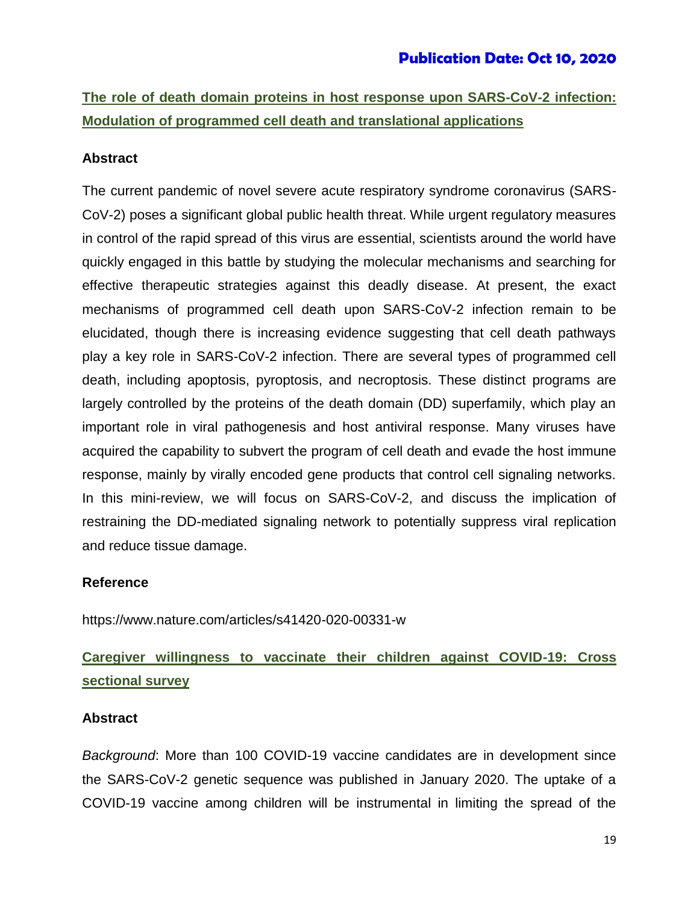## Publication Date: Oct 10, 2020

### [The role of death domain proteins in host response upon SARS-CoV-2 infection: Modulation of programmed cell death and translational applications](https://www.nature.com/articles/s41420-020-00331-w)

**Abstract**

The current pandemic of novel severe acute respiratory syndrome coronavirus (SARS-CoV-2) poses a significant global public health threat. While urgent regulatory measures in control of the rapid spread of this virus are essential, scientists around the world have quickly engaged in this battle by studying the molecular mechanisms and searching for effective therapeutic strategies against this deadly disease. At present, the exact mechanisms of programmed cell death upon SARS-CoV-2 infection remain to be elucidated, though there is increasing evidence suggesting that cell death pathways play a key role in SARS-CoV-2 infection. There are several types of programmed cell death, including apoptosis, pyroptosis, and necroptosis. These distinct programs are largely controlled by the proteins of the death domain (DD) superfamily, which play an important role in viral pathogenesis and host antiviral response. Many viruses have acquired the capability to subvert the program of cell death and evade the host immune response, mainly by virally encoded gene products that control cell signaling networks. In this mini-review, we will focus on SARS-CoV-2, and discuss the implication of restraining the DD-mediated signaling network to potentially suppress viral replication and reduce tissue damage.

**Reference**

https://www.nature.com/articles/s41420-020-00331-w

### Caregiver willingness to vaccinate their children against COVID-19: Cross sectional survey

**Abstract**

*Background*: More than 100 COVID-19 vaccine candidates are in development since the SARS-CoV-2 genetic sequence was published in January 2020. The uptake of a COVID-19 vaccine among children will be instrumental in limiting the spread of the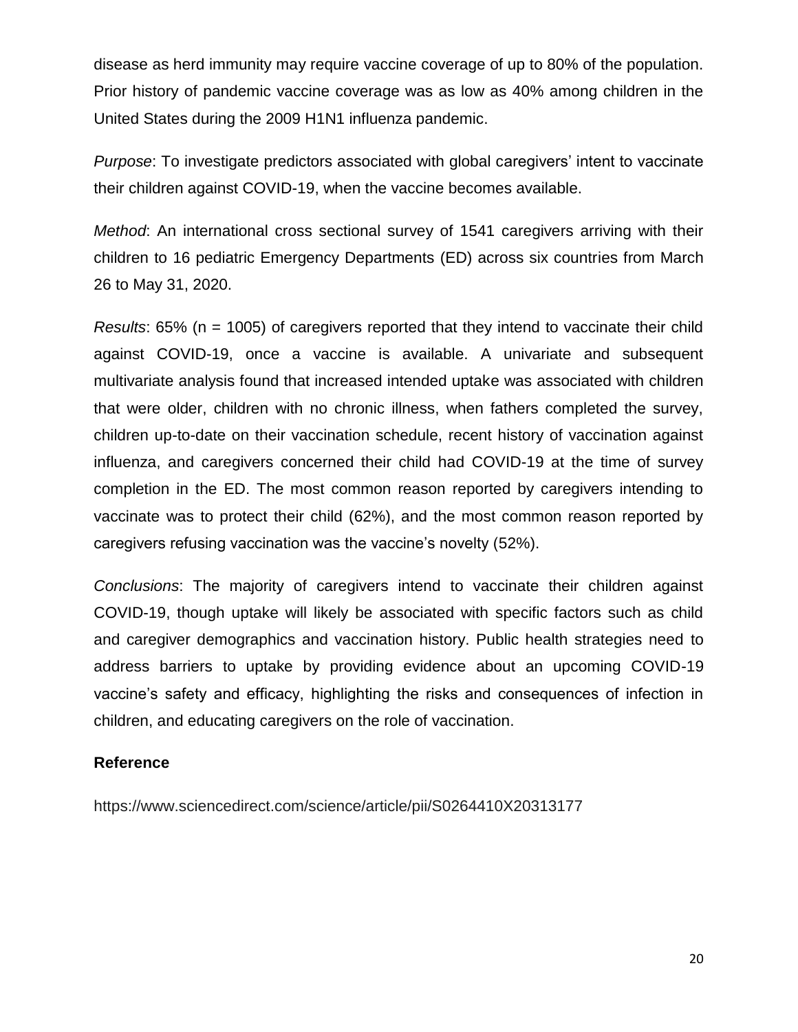disease as herd immunity may require vaccine coverage of up to 80% of the population. Prior history of pandemic vaccine coverage was as low as 40% among children in the United States during the 2009 H1N1 influenza pandemic.

*Purpose*: To investigate predictors associated with global caregivers' intent to vaccinate their children against COVID-19, when the vaccine becomes available.

*Method*: An international cross sectional survey of 1541 caregivers arriving with their children to 16 pediatric Emergency Departments (ED) across six countries from March 26 to May 31, 2020.

*Results*: 65% (n = 1005) of caregivers reported that they intend to vaccinate their child against COVID-19, once a vaccine is available. A univariate and subsequent multivariate analysis found that increased intended uptake was associated with children that were older, children with no chronic illness, when fathers completed the survey, children up-to-date on their vaccination schedule, recent history of vaccination against influenza, and caregivers concerned their child had COVID-19 at the time of survey completion in the ED. The most common reason reported by caregivers intending to vaccinate was to protect their child (62%), and the most common reason reported by caregivers refusing vaccination was the vaccine's novelty (52%).

*Conclusions*: The majority of caregivers intend to vaccinate their children against COVID-19, though uptake will likely be associated with specific factors such as child and caregiver demographics and vaccination history. Public health strategies need to address barriers to uptake by providing evidence about an upcoming COVID-19 vaccine's safety and efficacy, highlighting the risks and consequences of infection in children, and educating caregivers on the role of vaccination.

**Reference**

https://www.sciencedirect.com/science/article/pii/S0264410X20313177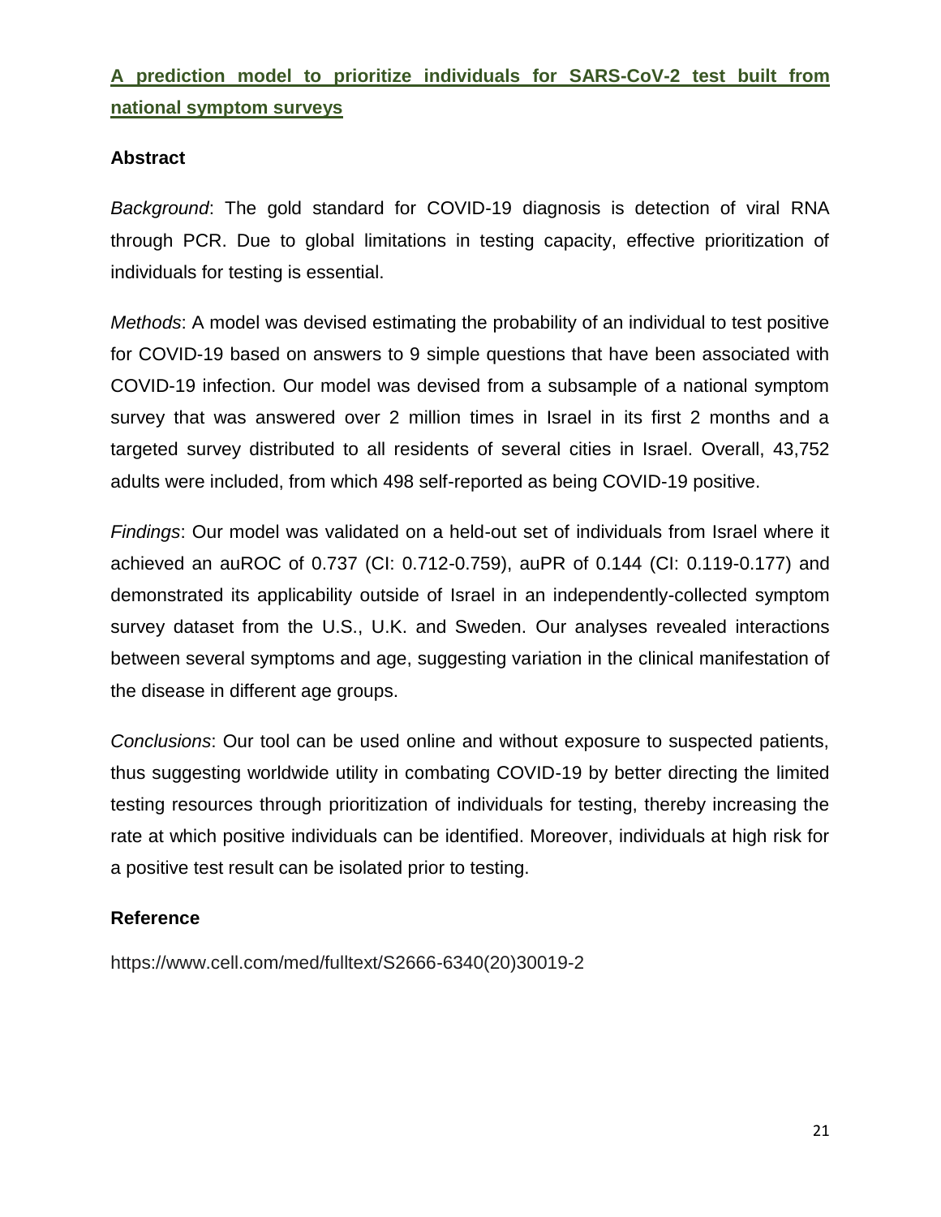## A prediction model to prioritize individuals for SARS-CoV-2 test built from national symptom surveys

### Abstract

*Background*: The gold standard for COVID-19 diagnosis is detection of viral RNA through PCR. Due to global limitations in testing capacity, effective prioritization of individuals for testing is essential.

*Methods*: A model was devised estimating the probability of an individual to test positive for COVID-19 based on answers to 9 simple questions that have been associated with COVID-19 infection. Our model was devised from a subsample of a national symptom survey that was answered over 2 million times in Israel in its first 2 months and a targeted survey distributed to all residents of several cities in Israel. Overall, 43,752 adults were included, from which 498 self-reported as being COVID-19 positive.

*Findings*: Our model was validated on a held-out set of individuals from Israel where it achieved an auROC of 0.737 (CI: 0.712-0.759), auPR of 0.144 (CI: 0.119-0.177) and demonstrated its applicability outside of Israel in an independently-collected symptom survey dataset from the U.S., U.K. and Sweden. Our analyses revealed interactions between several symptoms and age, suggesting variation in the clinical manifestation of the disease in different age groups.

*Conclusions*: Our tool can be used online and without exposure to suspected patients, thus suggesting worldwide utility in combating COVID-19 by better directing the limited testing resources through prioritization of individuals for testing, thereby increasing the rate at which positive individuals can be identified. Moreover, individuals at high risk for a positive test result can be isolated prior to testing.

### Reference

https://www.cell.com/med/fulltext/S2666-6340(20)30019-2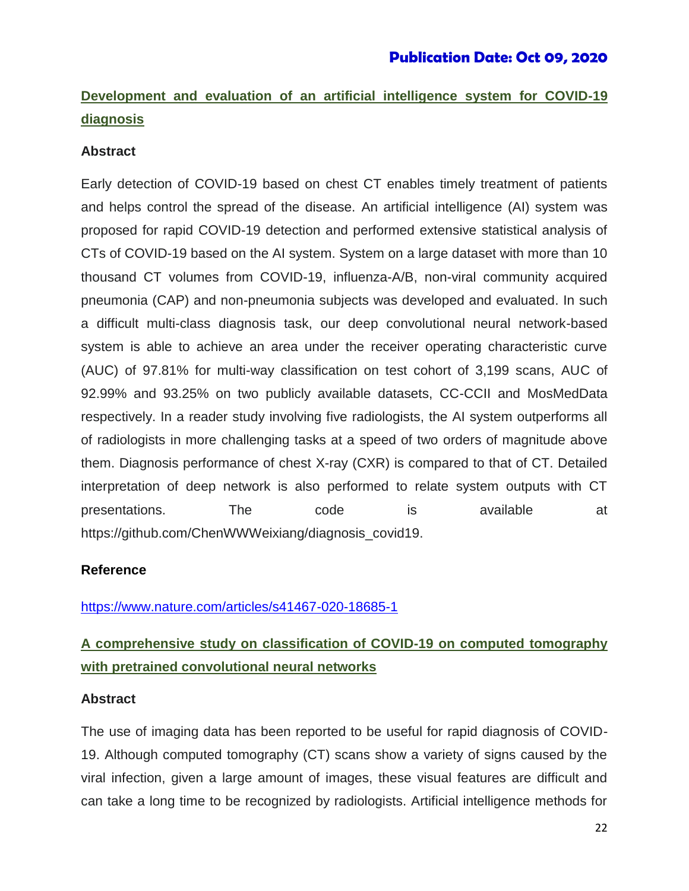**Publication Date: Oct 09, 2020**

## Development and evaluation of an artificial intelligence system for COVID-19 diagnosis

### Abstract

Early detection of COVID-19 based on chest CT enables timely treatment of patients and helps control the spread of the disease. An artificial intelligence (AI) system was proposed for rapid COVID-19 detection and performed extensive statistical analysis of CTs of COVID-19 based on the AI system. System on a large dataset with more than 10 thousand CT volumes from COVID-19, influenza-A/B, non-viral community acquired pneumonia (CAP) and non-pneumonia subjects was developed and evaluated. In such a difficult multi-class diagnosis task, our deep convolutional neural network-based system is able to achieve an area under the receiver operating characteristic curve (AUC) of 97.81% for multi-way classification on test cohort of 3,199 scans, AUC of 92.99% and 93.25% on two publicly available datasets, CC-CCII and MosMedData respectively. In a reader study involving five radiologists, the AI system outperforms all of radiologists in more challenging tasks at a speed of two orders of magnitude above them. Diagnosis performance of chest X-ray (CXR) is compared to that of CT. Detailed interpretation of deep network is also performed to relate system outputs with CT presentations. The code is available at https://github.com/ChenWWWeixiang/diagnosis_covid19.

### Reference

https://www.nature.com/articles/s41467-020-18685-1

## A comprehensive study on classification of COVID-19 on computed tomography with pretrained convolutional neural networks

### Abstract

The use of imaging data has been reported to be useful for rapid diagnosis of COVID-19. Although computed tomography (CT) scans show a variety of signs caused by the viral infection, given a large amount of images, these visual features are difficult and can take a long time to be recognized by radiologists. Artificial intelligence methods for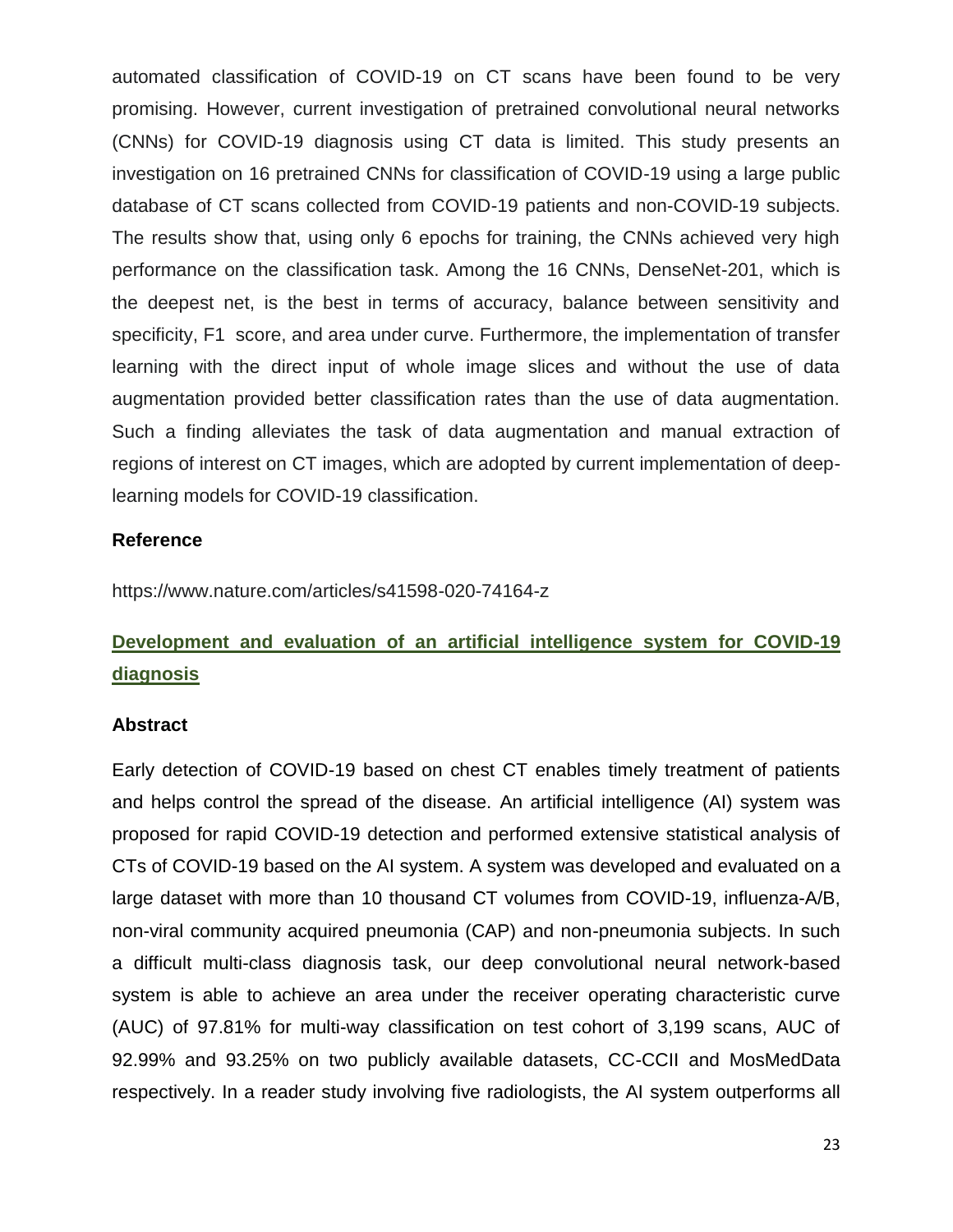automated classification of COVID-19 on CT scans have been found to be very promising. However, current investigation of pretrained convolutional neural networks (CNNs) for COVID-19 diagnosis using CT data is limited. This study presents an investigation on 16 pretrained CNNs for classification of COVID-19 using a large public database of CT scans collected from COVID-19 patients and non-COVID-19 subjects. The results show that, using only 6 epochs for training, the CNNs achieved very high performance on the classification task. Among the 16 CNNs, DenseNet-201, which is the deepest net, is the best in terms of accuracy, balance between sensitivity and specificity, F1 score, and area under curve. Furthermore, the implementation of transfer learning with the direct input of whole image slices and without the use of data augmentation provided better classification rates than the use of data augmentation. Such a finding alleviates the task of data augmentation and manual extraction of regions of interest on CT images, which are adopted by current implementation of deep-learning models for COVID-19 classification.

**Reference**

https://www.nature.com/articles/s41598-020-74164-z

## Development and evaluation of an artificial intelligence system for COVID-19 diagnosis

**Abstract**

Early detection of COVID-19 based on chest CT enables timely treatment of patients and helps control the spread of the disease. An artificial intelligence (AI) system was proposed for rapid COVID-19 detection and performed extensive statistical analysis of CTs of COVID-19 based on the AI system. A system was developed and evaluated on a large dataset with more than 10 thousand CT volumes from COVID-19, influenza-A/B, non-viral community acquired pneumonia (CAP) and non-pneumonia subjects. In such a difficult multi-class diagnosis task, our deep convolutional neural network-based system is able to achieve an area under the receiver operating characteristic curve (AUC) of 97.81% for multi-way classification on test cohort of 3,199 scans, AUC of 92.99% and 93.25% on two publicly available datasets, CC-CCII and MosMedData respectively. In a reader study involving five radiologists, the AI system outperforms all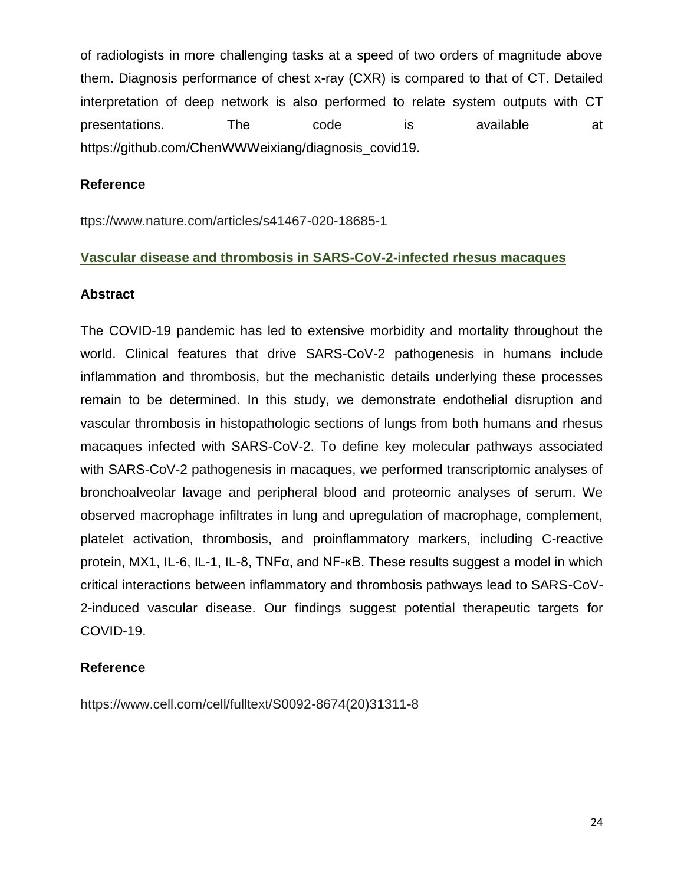of radiologists in more challenging tasks at a speed of two orders of magnitude above them. Diagnosis performance of chest x-ray (CXR) is compared to that of CT. Detailed interpretation of deep network is also performed to relate system outputs with CT presentations. The code is available at https://github.com/ChenWWWeixiang/diagnosis_covid19.

**Reference**

ttps://www.nature.com/articles/s41467-020-18685-1

## Vascular disease and thrombosis in SARS-CoV-2-infected rhesus macaques

**Abstract**

The COVID-19 pandemic has led to extensive morbidity and mortality throughout the world. Clinical features that drive SARS-CoV-2 pathogenesis in humans include inflammation and thrombosis, but the mechanistic details underlying these processes remain to be determined. In this study, we demonstrate endothelial disruption and vascular thrombosis in histopathologic sections of lungs from both humans and rhesus macaques infected with SARS-CoV-2. To define key molecular pathways associated with SARS-CoV-2 pathogenesis in macaques, we performed transcriptomic analyses of bronchoalveolar lavage and peripheral blood and proteomic analyses of serum. We observed macrophage infiltrates in lung and upregulation of macrophage, complement, platelet activation, thrombosis, and proinflammatory markers, including C-reactive protein, MX1, IL-6, IL-1, IL-8, TNFα, and NF-κB. These results suggest a model in which critical interactions between inflammatory and thrombosis pathways lead to SARS-CoV-2-induced vascular disease. Our findings suggest potential therapeutic targets for COVID-19.

**Reference**

https://www.cell.com/cell/fulltext/S0092-8674(20)31311-8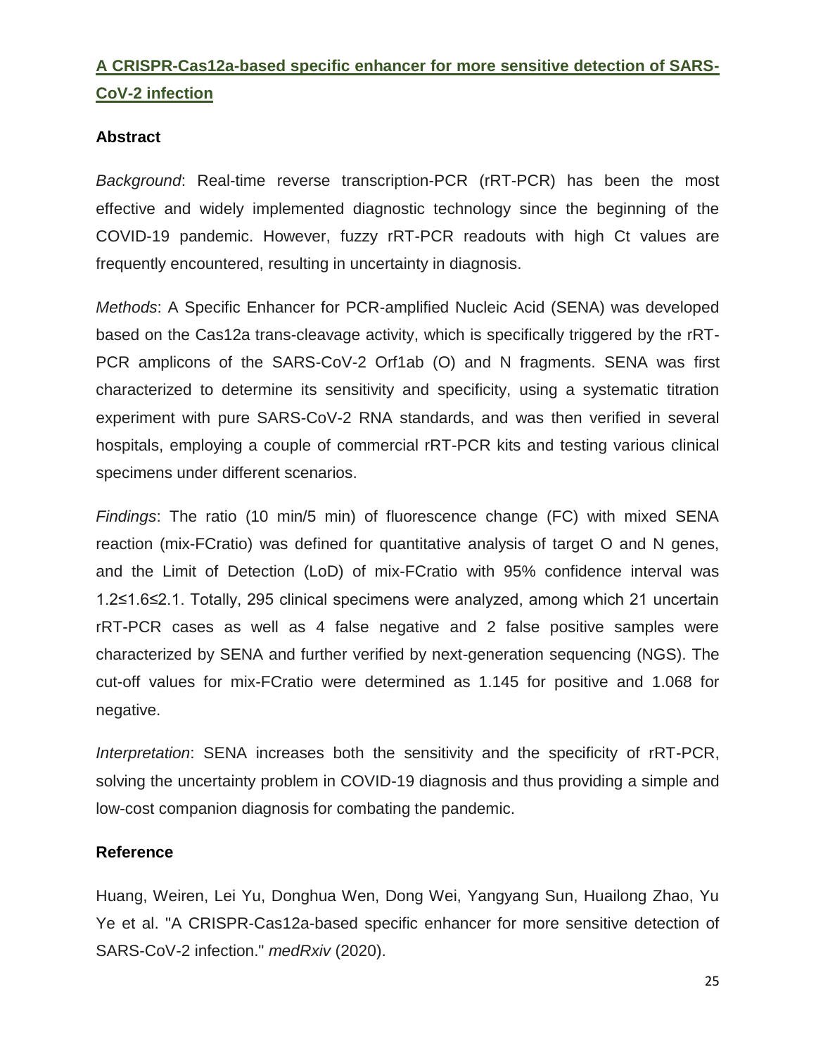## A CRISPR-Cas12a-based specific enhancer for more sensitive detection of SARS-CoV-2 infection

### Abstract

*Background*: Real-time reverse transcription-PCR (rRT-PCR) has been the most effective and widely implemented diagnostic technology since the beginning of the COVID-19 pandemic. However, fuzzy rRT-PCR readouts with high Ct values are frequently encountered, resulting in uncertainty in diagnosis.

*Methods*: A Specific Enhancer for PCR-amplified Nucleic Acid (SENA) was developed based on the Cas12a trans-cleavage activity, which is specifically triggered by the rRT-PCR amplicons of the SARS-CoV-2 Orf1ab (O) and N fragments. SENA was first characterized to determine its sensitivity and specificity, using a systematic titration experiment with pure SARS-CoV-2 RNA standards, and was then verified in several hospitals, employing a couple of commercial rRT-PCR kits and testing various clinical specimens under different scenarios.

*Findings*: The ratio (10 min/5 min) of fluorescence change (FC) with mixed SENA reaction (mix-FCratio) was defined for quantitative analysis of target O and N genes, and the Limit of Detection (LoD) of mix-FCratio with 95% confidence interval was $1.2 \leq 1.6 \leq 2.1$. Totally, 295 clinical specimens were analyzed, among which 21 uncertain rRT-PCR cases as well as 4 false negative and 2 false positive samples were characterized by SENA and further verified by next-generation sequencing (NGS). The cut-off values for mix-FCratio were determined as 1.145 for positive and 1.068 for negative.

*Interpretation*: SENA increases both the sensitivity and the specificity of rRT-PCR, solving the uncertainty problem in COVID-19 diagnosis and thus providing a simple and low-cost companion diagnosis for combating the pandemic.

### Reference

Huang, Weiren, Lei Yu, Donghua Wen, Dong Wei, Yangyang Sun, Huailong Zhao, Yu Ye et al. "A CRISPR-Cas12a-based specific enhancer for more sensitive detection of SARS-CoV-2 infection." *medRxiv* (2020).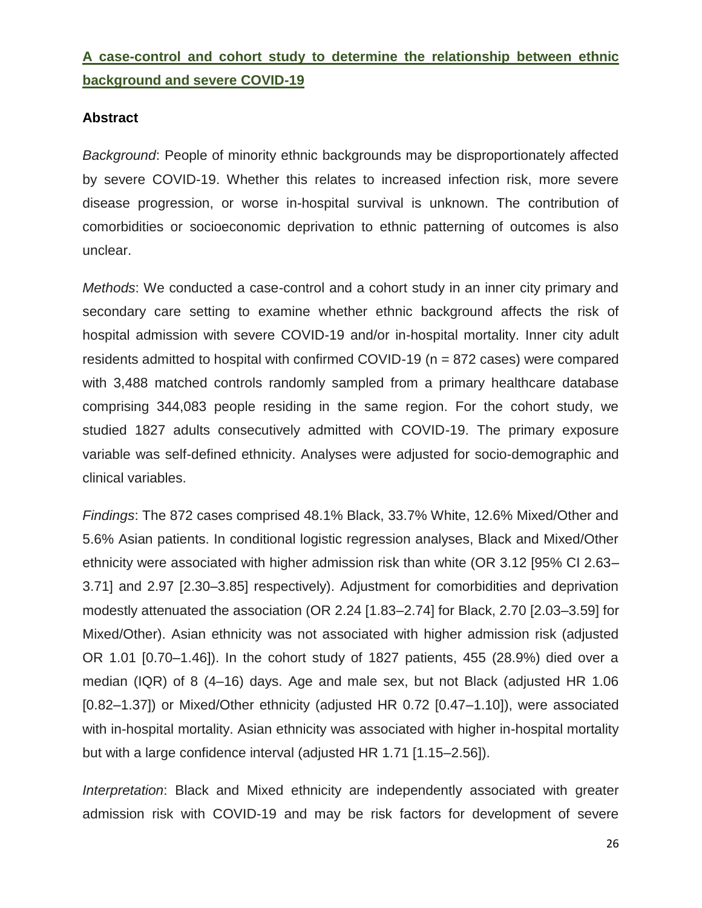## [A case-control and cohort study to determine the relationship between ethnic background and severe COVID-19](#)

### Abstract

*Background*: People of minority ethnic backgrounds may be disproportionately affected by severe COVID-19. Whether this relates to increased infection risk, more severe disease progression, or worse in-hospital survival is unknown. The contribution of comorbidities or socioeconomic deprivation to ethnic patterning of outcomes is also unclear.

*Methods*: We conducted a case-control and a cohort study in an inner city primary and secondary care setting to examine whether ethnic background affects the risk of hospital admission with severe COVID-19 and/or in-hospital mortality. Inner city adult residents admitted to hospital with confirmed COVID-19 (n = 872 cases) were compared with 3,488 matched controls randomly sampled from a primary healthcare database comprising 344,083 people residing in the same region. For the cohort study, we studied 1827 adults consecutively admitted with COVID-19. The primary exposure variable was self-defined ethnicity. Analyses were adjusted for socio-demographic and clinical variables.

*Findings*: The 872 cases comprised 48.1% Black, 33.7% White, 12.6% Mixed/Other and 5.6% Asian patients. In conditional logistic regression analyses, Black and Mixed/Other ethnicity were associated with higher admission risk than white (OR 3.12 [95% CI 2.63–3.71] and 2.97 [2.30–3.85] respectively). Adjustment for comorbidities and deprivation modestly attenuated the association (OR 2.24 [1.83–2.74] for Black, 2.70 [2.03–3.59] for Mixed/Other). Asian ethnicity was not associated with higher admission risk (adjusted OR 1.01 [0.70–1.46]). In the cohort study of 1827 patients, 455 (28.9%) died over a median (IQR) of 8 (4–16) days. Age and male sex, but not Black (adjusted HR 1.06 [0.82–1.37]) or Mixed/Other ethnicity (adjusted HR 0.72 [0.47–1.10]), were associated with in-hospital mortality. Asian ethnicity was associated with higher in-hospital mortality but with a large confidence interval (adjusted HR 1.71 [1.15–2.56]).

*Interpretation*: Black and Mixed ethnicity are independently associated with greater admission risk with COVID-19 and may be risk factors for development of severe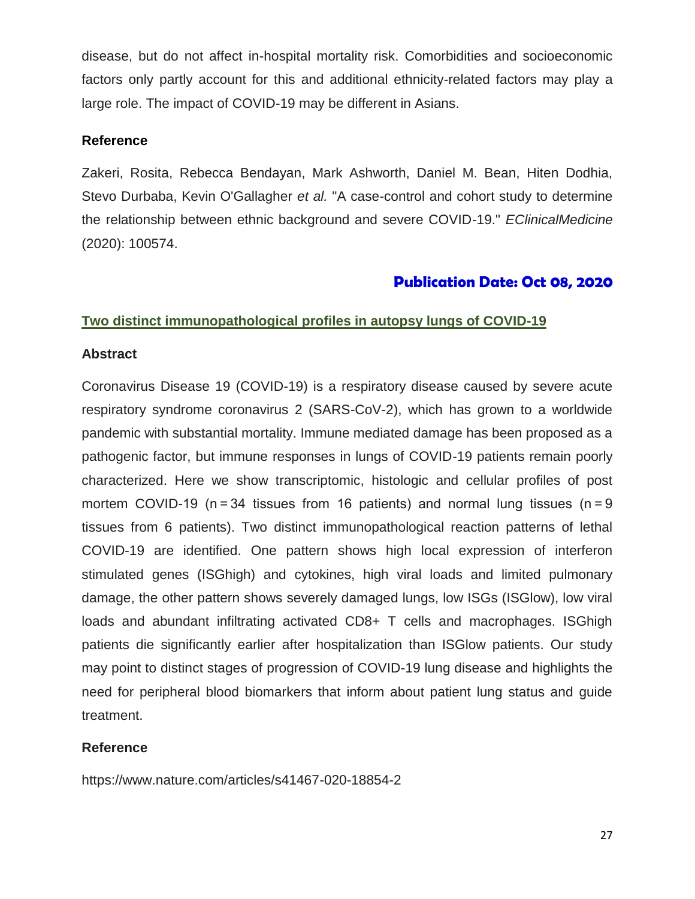disease, but do not affect in-hospital mortality risk. Comorbidities and socioeconomic factors only partly account for this and additional ethnicity-related factors may play a large role. The impact of COVID-19 may be different in Asians.

**Reference**

Zakeri, Rosita, Rebecca Bendayan, Mark Ashworth, Daniel M. Bean, Hiten Dodhia, Stevo Durbaba, Kevin O'Gallagher *et al.* "A case-control and cohort study to determine the relationship between ethnic background and severe COVID-19." *EClinicalMedicine* (2020): 100574.

## Publication Date: Oct 08, 2020

### Two distinct immunopathological profiles in autopsy lungs of COVID-19

**Abstract**

Coronavirus Disease 19 (COVID-19) is a respiratory disease caused by severe acute respiratory syndrome coronavirus 2 (SARS-CoV-2), which has grown to a worldwide pandemic with substantial mortality. Immune mediated damage has been proposed as a pathogenic factor, but immune responses in lungs of COVID-19 patients remain poorly characterized. Here we show transcriptomic, histologic and cellular profiles of post mortem COVID-19 (n = 34 tissues from 16 patients) and normal lung tissues (n = 9 tissues from 6 patients). Two distinct immunopathological reaction patterns of lethal COVID-19 are identified. One pattern shows high local expression of interferon stimulated genes (ISGhigh) and cytokines, high viral loads and limited pulmonary damage, the other pattern shows severely damaged lungs, low ISGs (ISGlow), low viral loads and abundant infiltrating activated CD8+ T cells and macrophages. ISGhigh patients die significantly earlier after hospitalization than ISGlow patients. Our study may point to distinct stages of progression of COVID-19 lung disease and highlights the need for peripheral blood biomarkers that inform about patient lung status and guide treatment.

**Reference**

https://www.nature.com/articles/s41467-020-18854-2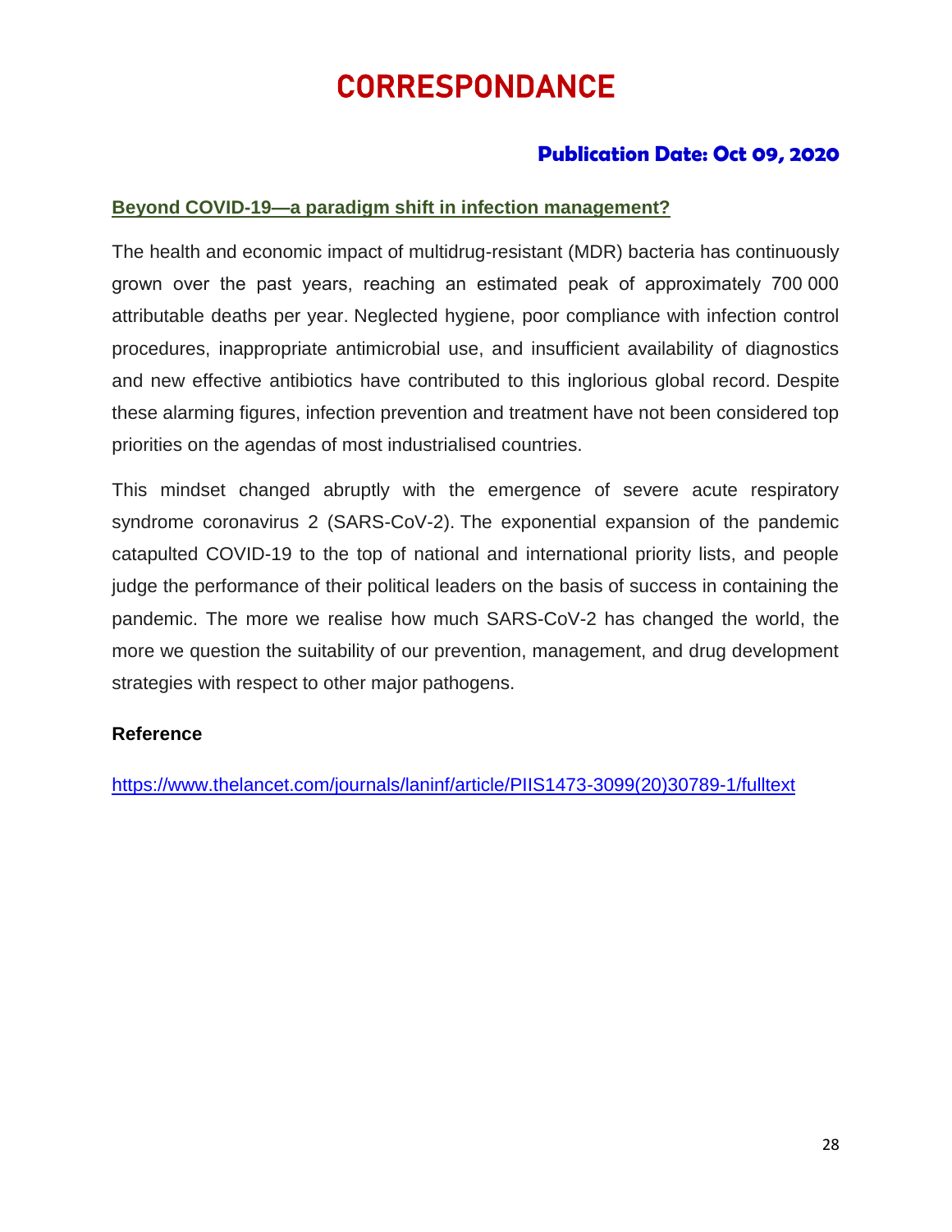# CORRESPONDANCE

**Publication Date: Oct 09, 2020**

## Beyond COVID-19—a paradigm shift in infection management?

The health and economic impact of multidrug-resistant (MDR) bacteria has continuously grown over the past years, reaching an estimated peak of approximately 700 000 attributable deaths per year. Neglected hygiene, poor compliance with infection control procedures, inappropriate antimicrobial use, and insufficient availability of diagnostics and new effective antibiotics have contributed to this inglorious global record. Despite these alarming figures, infection prevention and treatment have not been considered top priorities on the agendas of most industrialised countries.

This mindset changed abruptly with the emergence of severe acute respiratory syndrome coronavirus 2 (SARS-CoV-2). The exponential expansion of the pandemic catapulted COVID-19 to the top of national and international priority lists, and people judge the performance of their political leaders on the basis of success in containing the pandemic. The more we realise how much SARS-CoV-2 has changed the world, the more we question the suitability of our prevention, management, and drug development strategies with respect to other major pathogens.

**Reference**

https://www.thelancet.com/journals/laninf/article/PIIS1473-3099(20)30789-1/fulltext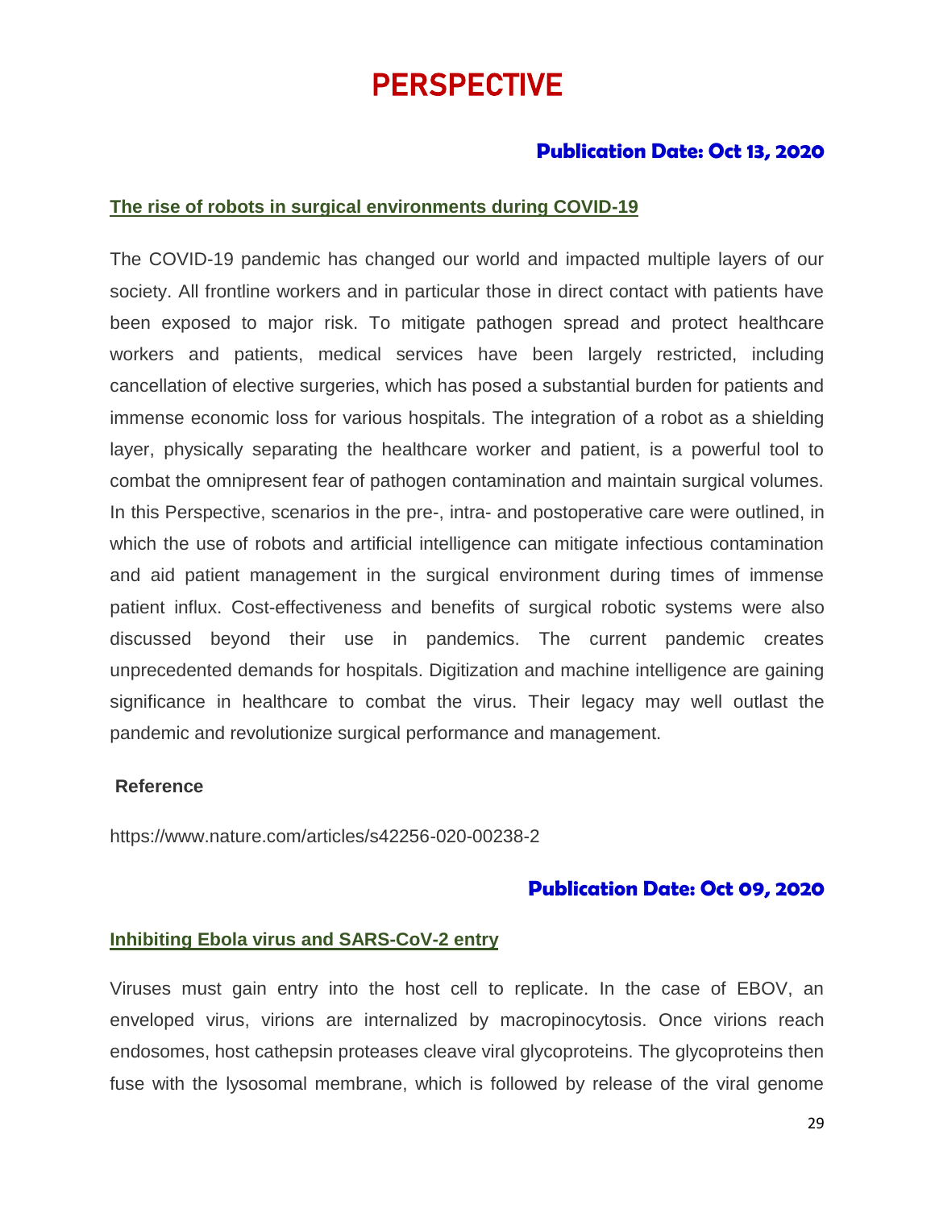# PERSPECTIVE

**Publication Date: Oct 13, 2020**

### The rise of robots in surgical environments during COVID-19

The COVID-19 pandemic has changed our world and impacted multiple layers of our society. All frontline workers and in particular those in direct contact with patients have been exposed to major risk. To mitigate pathogen spread and protect healthcare workers and patients, medical services have been largely restricted, including cancellation of elective surgeries, which has posed a substantial burden for patients and immense economic loss for various hospitals. The integration of a robot as a shielding layer, physically separating the healthcare worker and patient, is a powerful tool to combat the omnipresent fear of pathogen contamination and maintain surgical volumes. In this Perspective, scenarios in the pre-, intra- and postoperative care were outlined, in which the use of robots and artificial intelligence can mitigate infectious contamination and aid patient management in the surgical environment during times of immense patient influx. Cost-effectiveness and benefits of surgical robotic systems were also discussed beyond their use in pandemics. The current pandemic creates unprecedented demands for hospitals. Digitization and machine intelligence are gaining significance in healthcare to combat the virus. Their legacy may well outlast the pandemic and revolutionize surgical performance and management.

**Reference**

https://www.nature.com/articles/s42256-020-00238-2

**Publication Date: Oct 09, 2020**

### Inhibiting Ebola virus and SARS-CoV-2 entry

Viruses must gain entry into the host cell to replicate. In the case of EBOV, an enveloped virus, virions are internalized by macropinocytosis. Once virions reach endosomes, host cathepsin proteases cleave viral glycoproteins. The glycoproteins then fuse with the lysosomal membrane, which is followed by release of the viral genome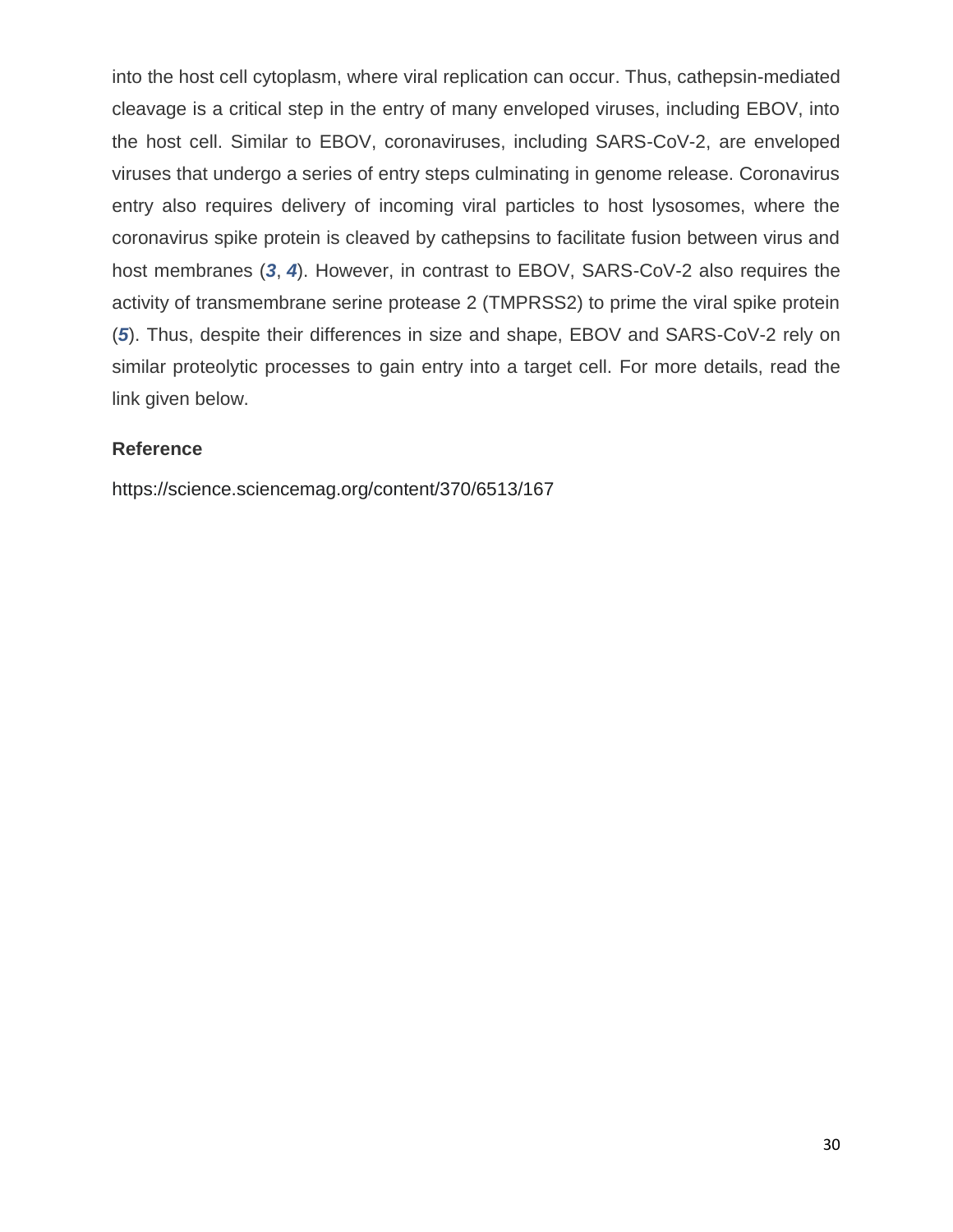into the host cell cytoplasm, where viral replication can occur. Thus, cathepsin-mediated cleavage is a critical step in the entry of many enveloped viruses, including EBOV, into the host cell. Similar to EBOV, coronaviruses, including SARS-CoV-2, are enveloped viruses that undergo a series of entry steps culminating in genome release. Coronavirus entry also requires delivery of incoming viral particles to host lysosomes, where the coronavirus spike protein is cleaved by cathepsins to facilitate fusion between virus and host membranes (***3***, ***4***). However, in contrast to EBOV, SARS-CoV-2 also requires the activity of transmembrane serine protease 2 (TMPRSS2) to prime the viral spike protein (***5***). Thus, despite their differences in size and shape, EBOV and SARS-CoV-2 rely on similar proteolytic processes to gain entry into a target cell. For more details, read the link given below.

**Reference**

https://science.sciencemag.org/content/370/6513/167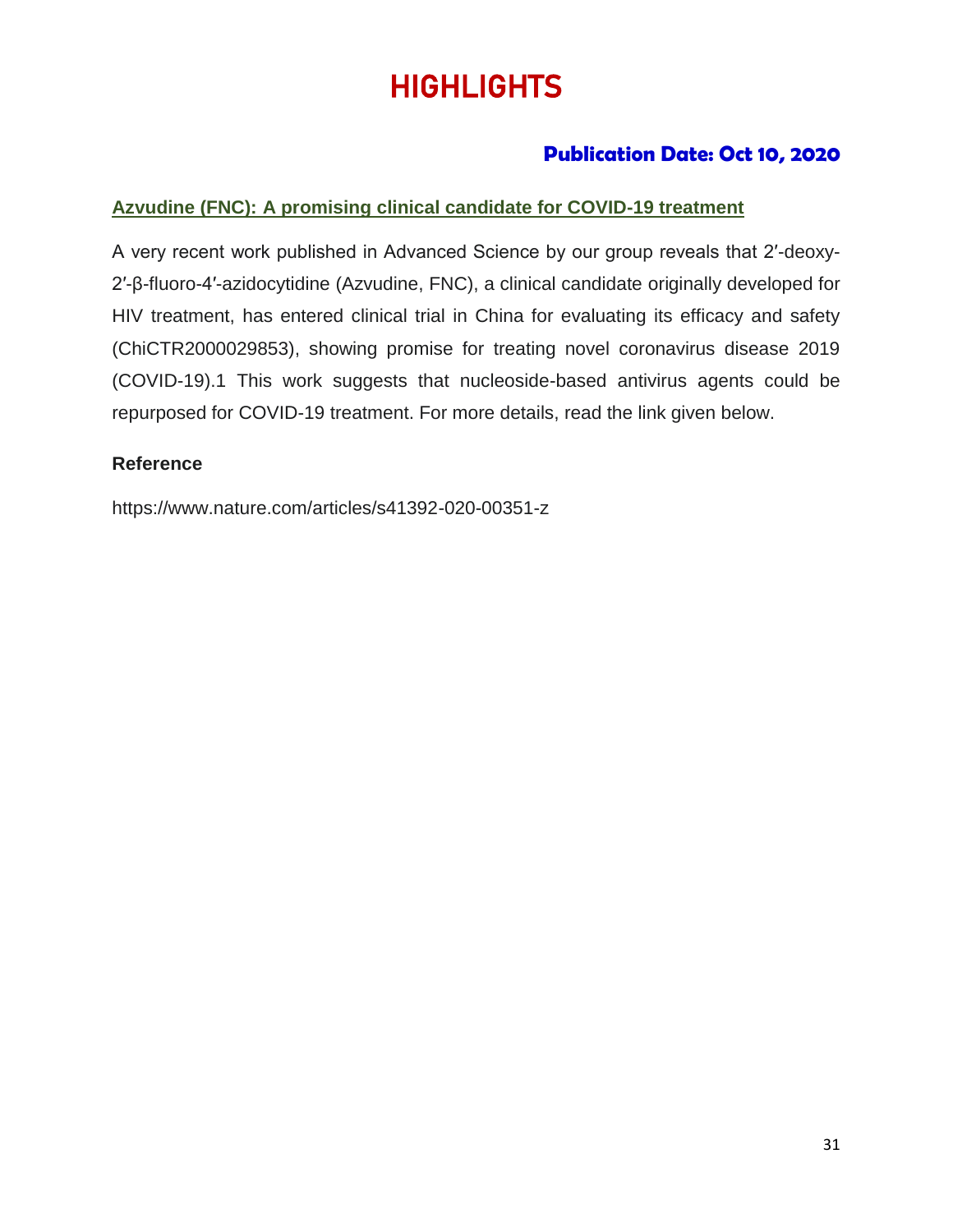# HIGHLIGHTS

**Publication Date: Oct 10, 2020**

## Azvudine (FNC): A promising clinical candidate for COVID-19 treatment

A very recent work published in Advanced Science by our group reveals that 2′-deoxy-2′-β-fluoro-4′-azidocytidine (Azvudine, FNC), a clinical candidate originally developed for HIV treatment, has entered clinical trial in China for evaluating its efficacy and safety (ChiCTR2000029853), showing promise for treating novel coronavirus disease 2019 (COVID-19).1 This work suggests that nucleoside-based antivirus agents could be repurposed for COVID-19 treatment. For more details, read the link given below.

**Reference**

https://www.nature.com/articles/s41392-020-00351-z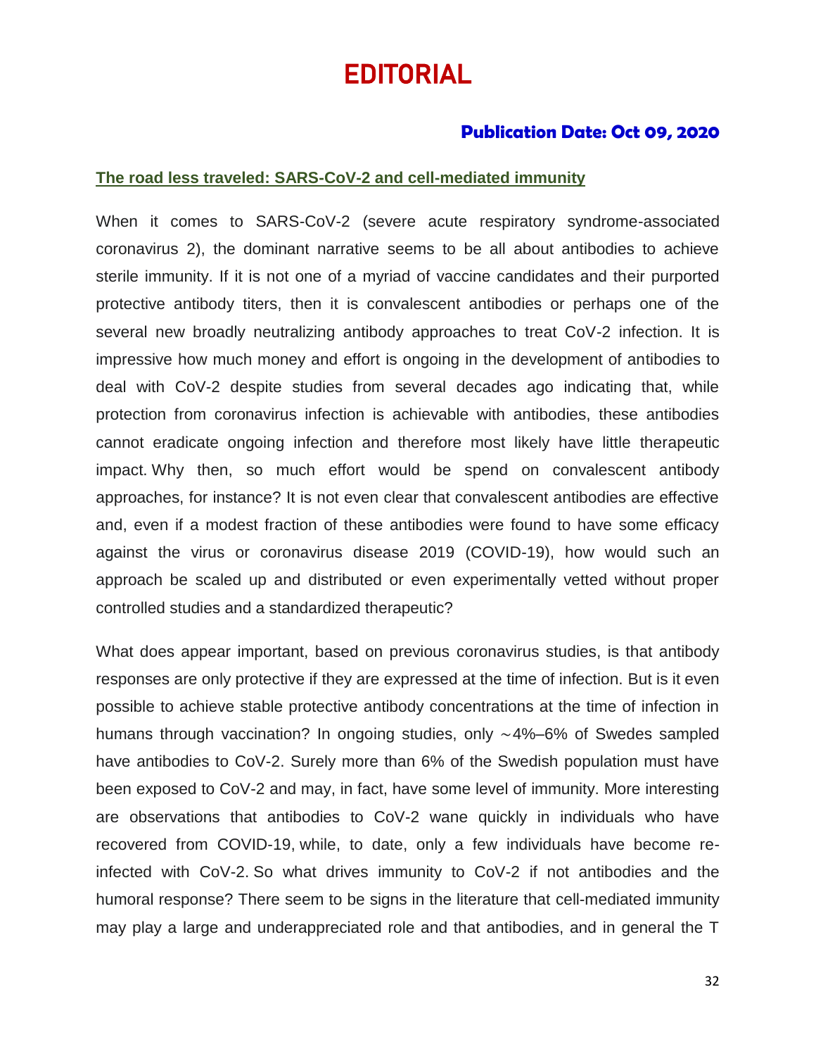# EDITORIAL

**Publication Date: Oct 09, 2020**

## The road less traveled: SARS-CoV-2 and cell-mediated immunity

When it comes to SARS-CoV-2 (severe acute respiratory syndrome-associated coronavirus 2), the dominant narrative seems to be all about antibodies to achieve sterile immunity. If it is not one of a myriad of vaccine candidates and their purported protective antibody titers, then it is convalescent antibodies or perhaps one of the several new broadly neutralizing antibody approaches to treat CoV-2 infection. It is impressive how much money and effort is ongoing in the development of antibodies to deal with CoV-2 despite studies from several decades ago indicating that, while protection from coronavirus infection is achievable with antibodies, these antibodies cannot eradicate ongoing infection and therefore most likely have little therapeutic impact. Why then, so much effort would be spend on convalescent antibody approaches, for instance? It is not even clear that convalescent antibodies are effective and, even if a modest fraction of these antibodies were found to have some efficacy against the virus or coronavirus disease 2019 (COVID-19), how would such an approach be scaled up and distributed or even experimentally vetted without proper controlled studies and a standardized therapeutic?

What does appear important, based on previous coronavirus studies, is that antibody responses are only protective if they are expressed at the time of infection. But is it even possible to achieve stable protective antibody concentrations at the time of infection in humans through vaccination? In ongoing studies, only ∼4%–6% of Swedes sampled have antibodies to CoV-2. Surely more than 6% of the Swedish population must have been exposed to CoV-2 and may, in fact, have some level of immunity. More interesting are observations that antibodies to CoV-2 wane quickly in individuals who have recovered from COVID-19, while, to date, only a few individuals have become re-infected with CoV-2. So what drives immunity to CoV-2 if not antibodies and the humoral response? There seem to be signs in the literature that cell-mediated immunity may play a large and underappreciated role and that antibodies, and in general the T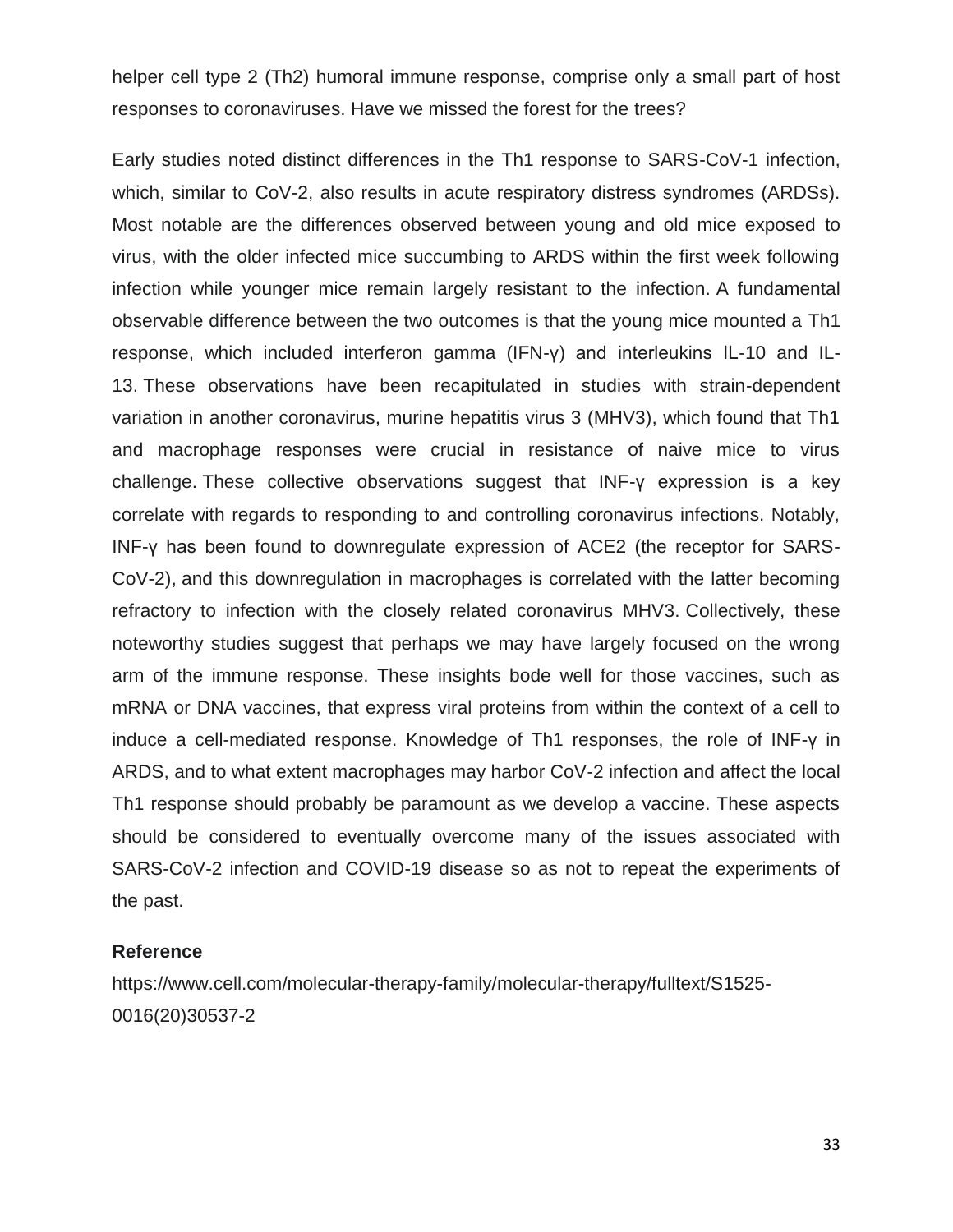helper cell type 2 (Th2) humoral immune response, comprise only a small part of host responses to coronaviruses. Have we missed the forest for the trees?

Early studies noted distinct differences in the Th1 response to SARS-CoV-1 infection, which, similar to CoV-2, also results in acute respiratory distress syndromes (ARDSs). Most notable are the differences observed between young and old mice exposed to virus, with the older infected mice succumbing to ARDS within the first week following infection while younger mice remain largely resistant to the infection. A fundamental observable difference between the two outcomes is that the young mice mounted a Th1 response, which included interferon gamma (IFN-γ) and interleukins IL-10 and IL-13. These observations have been recapitulated in studies with strain-dependent variation in another coronavirus, murine hepatitis virus 3 (MHV3), which found that Th1 and macrophage responses were crucial in resistance of naive mice to virus challenge. These collective observations suggest that INF-γ expression is a key correlate with regards to responding to and controlling coronavirus infections. Notably, INF-γ has been found to downregulate expression of ACE2 (the receptor for SARS-CoV-2), and this downregulation in macrophages is correlated with the latter becoming refractory to infection with the closely related coronavirus MHV3. Collectively, these noteworthy studies suggest that perhaps we may have largely focused on the wrong arm of the immune response. These insights bode well for those vaccines, such as mRNA or DNA vaccines, that express viral proteins from within the context of a cell to induce a cell-mediated response. Knowledge of Th1 responses, the role of INF-γ in ARDS, and to what extent macrophages may harbor CoV-2 infection and affect the local Th1 response should probably be paramount as we develop a vaccine. These aspects should be considered to eventually overcome many of the issues associated with SARS-CoV-2 infection and COVID-19 disease so as not to repeat the experiments of the past.

### Reference

https://www.cell.com/molecular-therapy-family/molecular-therapy/fulltext/S1525-0016(20)30537-2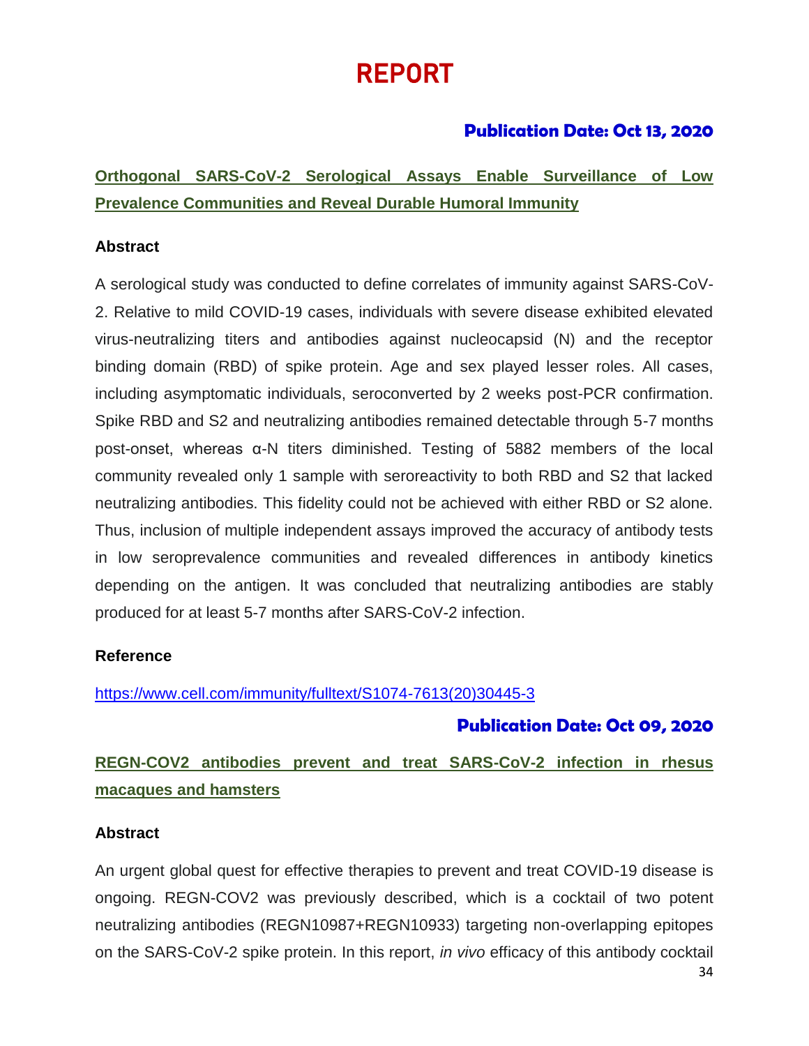# REPORT

**Publication Date: Oct 13, 2020**

## Orthogonal SARS-CoV-2 Serological Assays Enable Surveillance of Low Prevalence Communities and Reveal Durable Humoral Immunity

### Abstract

A serological study was conducted to define correlates of immunity against SARS-CoV-2. Relative to mild COVID-19 cases, individuals with severe disease exhibited elevated virus-neutralizing titers and antibodies against nucleocapsid (N) and the receptor binding domain (RBD) of spike protein. Age and sex played lesser roles. All cases, including asymptomatic individuals, seroconverted by 2 weeks post-PCR confirmation. Spike RBD and S2 and neutralizing antibodies remained detectable through 5-7 months post-onset, whereas α-N titers diminished. Testing of 5882 members of the local community revealed only 1 sample with seroreactivity to both RBD and S2 that lacked neutralizing antibodies. This fidelity could not be achieved with either RBD or S2 alone. Thus, inclusion of multiple independent assays improved the accuracy of antibody tests in low seroprevalence communities and revealed differences in antibody kinetics depending on the antigen. It was concluded that neutralizing antibodies are stably produced for at least 5-7 months after SARS-CoV-2 infection.

### Reference

https://www.cell.com/immunity/fulltext/S1074-7613(20)30445-3

**Publication Date: Oct 09, 2020**

## REGN-COV2 antibodies prevent and treat SARS-CoV-2 infection in rhesus macaques and hamsters

### Abstract

An urgent global quest for effective therapies to prevent and treat COVID-19 disease is ongoing. REGN-COV2 was previously described, which is a cocktail of two potent neutralizing antibodies (REGN10987+REGN10933) targeting non-overlapping epitopes on the SARS-CoV-2 spike protein. In this report, *in vivo* efficacy of this antibody cocktail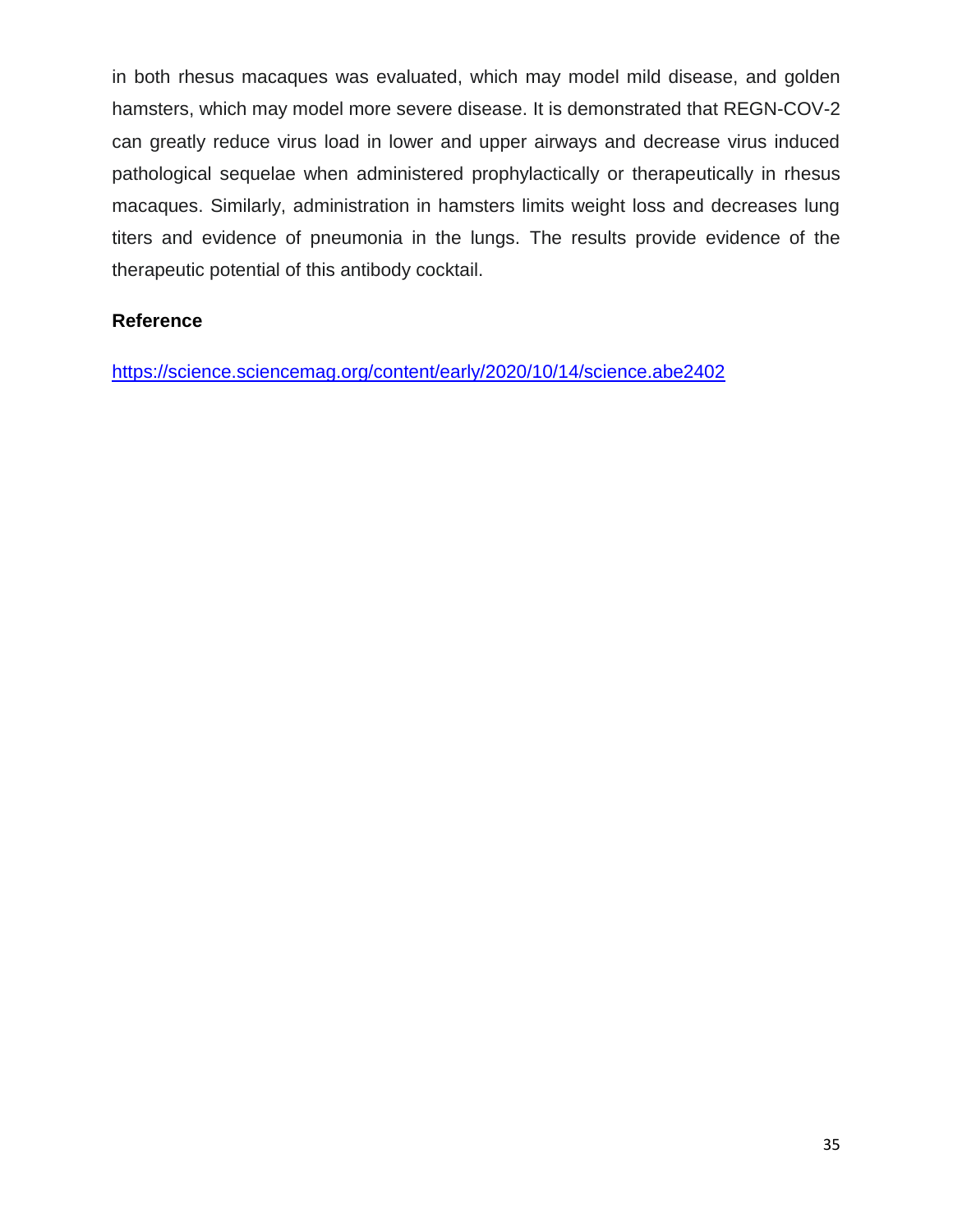in both rhesus macaques was evaluated, which may model mild disease, and golden hamsters, which may model more severe disease. It is demonstrated that REGN-COV-2 can greatly reduce virus load in lower and upper airways and decrease virus induced pathological sequelae when administered prophylactically or therapeutically in rhesus macaques. Similarly, administration in hamsters limits weight loss and decreases lung titers and evidence of pneumonia in the lungs. The results provide evidence of the therapeutic potential of this antibody cocktail.

**Reference**

https://science.sciencemag.org/content/early/2020/10/14/science.abe2402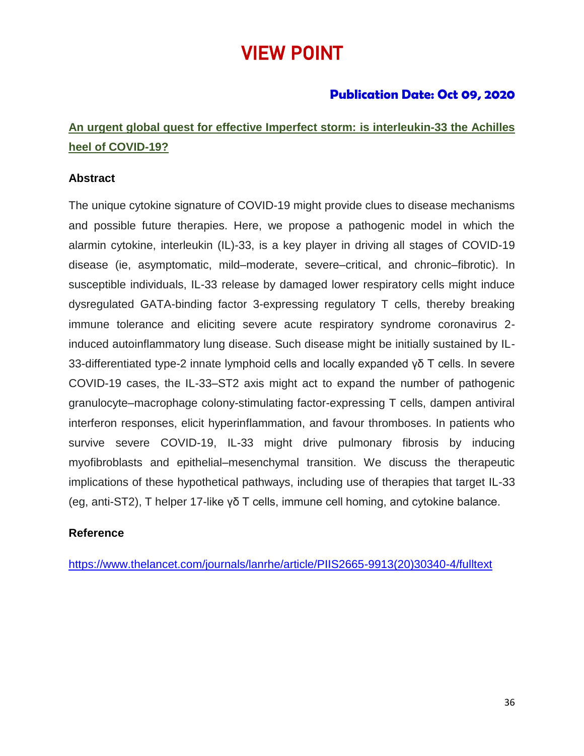# VIEW POINT

### Publication Date: Oct 09, 2020

### An urgent global quest for effective Imperfect storm: is interleukin-33 the Achilles heel of COVID-19?

**Abstract**

The unique cytokine signature of COVID-19 might provide clues to disease mechanisms and possible future therapies. Here, we propose a pathogenic model in which the alarmin cytokine, interleukin (IL)-33, is a key player in driving all stages of COVID-19 disease (ie, asymptomatic, mild–moderate, severe–critical, and chronic–fibrotic). In susceptible individuals, IL-33 release by damaged lower respiratory cells might induce dysregulated GATA-binding factor 3-expressing regulatory T cells, thereby breaking immune tolerance and eliciting severe acute respiratory syndrome coronavirus 2-induced autoinflammatory lung disease. Such disease might be initially sustained by IL-33-differentiated type-2 innate lymphoid cells and locally expanded γδ T cells. In severe COVID-19 cases, the IL-33–ST2 axis might act to expand the number of pathogenic granulocyte–macrophage colony-stimulating factor-expressing T cells, dampen antiviral interferon responses, elicit hyperinflammation, and favour thromboses. In patients who survive severe COVID-19, IL-33 might drive pulmonary fibrosis by inducing myofibroblasts and epithelial–mesenchymal transition. We discuss the therapeutic implications of these hypothetical pathways, including use of therapies that target IL-33 (eg, anti-ST2), T helper 17-like γδ T cells, immune cell homing, and cytokine balance.

**Reference**

https://www.thelancet.com/journals/lanrhe/article/PIIS2665-9913(20)30340-4/fulltext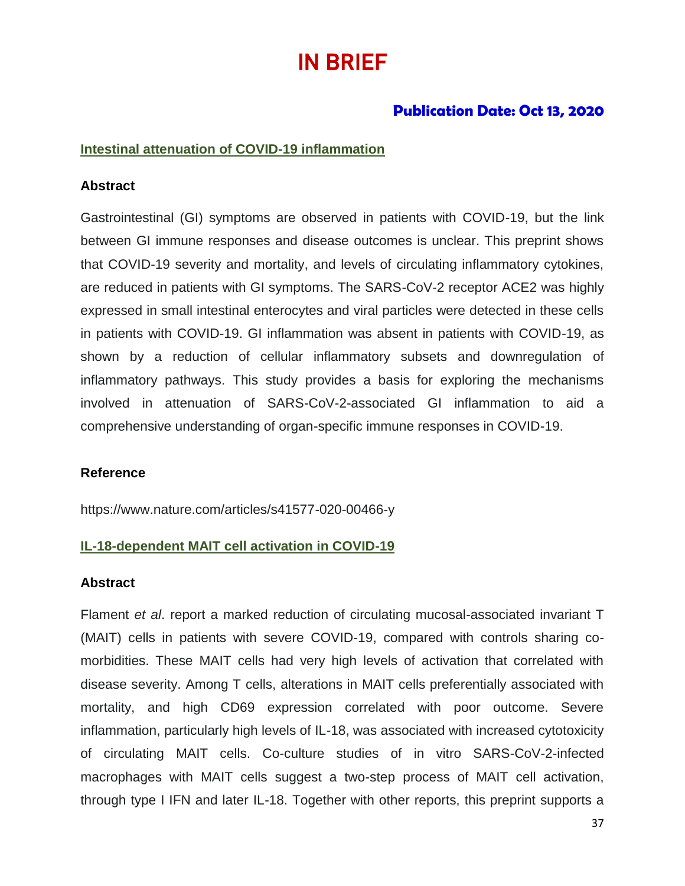# IN BRIEF

**Publication Date: Oct 13, 2020**

## Intestinal attenuation of COVID-19 inflammation

### Abstract

Gastrointestinal (GI) symptoms are observed in patients with COVID-19, but the link between GI immune responses and disease outcomes is unclear. This preprint shows that COVID-19 severity and mortality, and levels of circulating inflammatory cytokines, are reduced in patients with GI symptoms. The SARS-CoV-2 receptor ACE2 was highly expressed in small intestinal enterocytes and viral particles were detected in these cells in patients with COVID-19. GI inflammation was absent in patients with COVID-19, as shown by a reduction of cellular inflammatory subsets and downregulation of inflammatory pathways. This study provides a basis for exploring the mechanisms involved in attenuation of SARS-CoV-2-associated GI inflammation to aid a comprehensive understanding of organ-specific immune responses in COVID-19.

### Reference

https://www.nature.com/articles/s41577-020-00466-y

## IL-18-dependent MAIT cell activation in COVID-19

### Abstract

Flament *et al*. report a marked reduction of circulating mucosal-associated invariant T (MAIT) cells in patients with severe COVID-19, compared with controls sharing co-morbidities. These MAIT cells had very high levels of activation that correlated with disease severity. Among T cells, alterations in MAIT cells preferentially associated with mortality, and high CD69 expression correlated with poor outcome. Severe inflammation, particularly high levels of IL-18, was associated with increased cytotoxicity of circulating MAIT cells. Co-culture studies of in vitro SARS-CoV-2-infected macrophages with MAIT cells suggest a two-step process of MAIT cell activation, through type I IFN and later IL-18. Together with other reports, this preprint supports a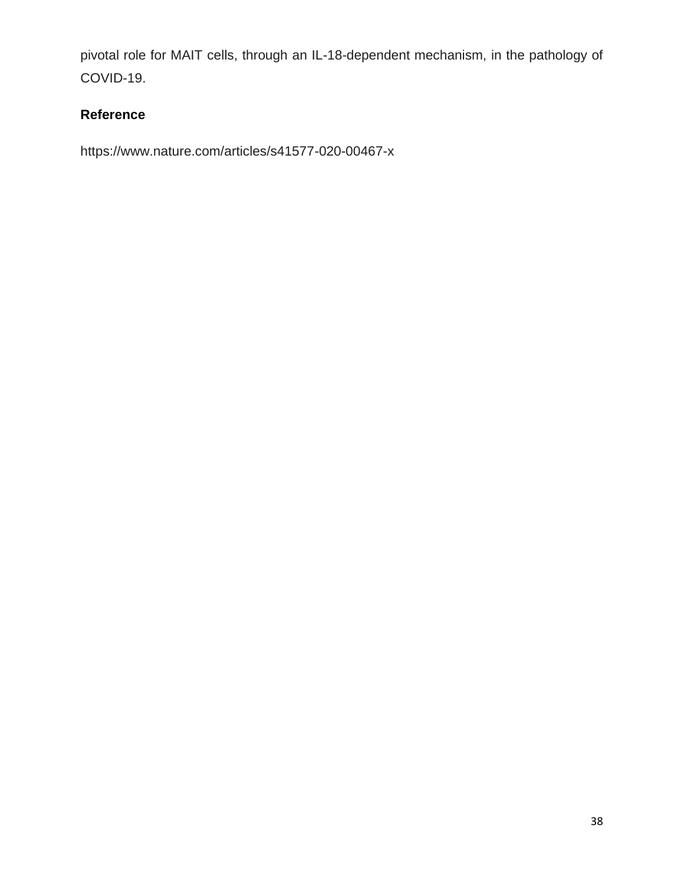pivotal role for MAIT cells, through an IL-18-dependent mechanism, in the pathology of COVID-19.

## Reference

https://www.nature.com/articles/s41577-020-00467-x